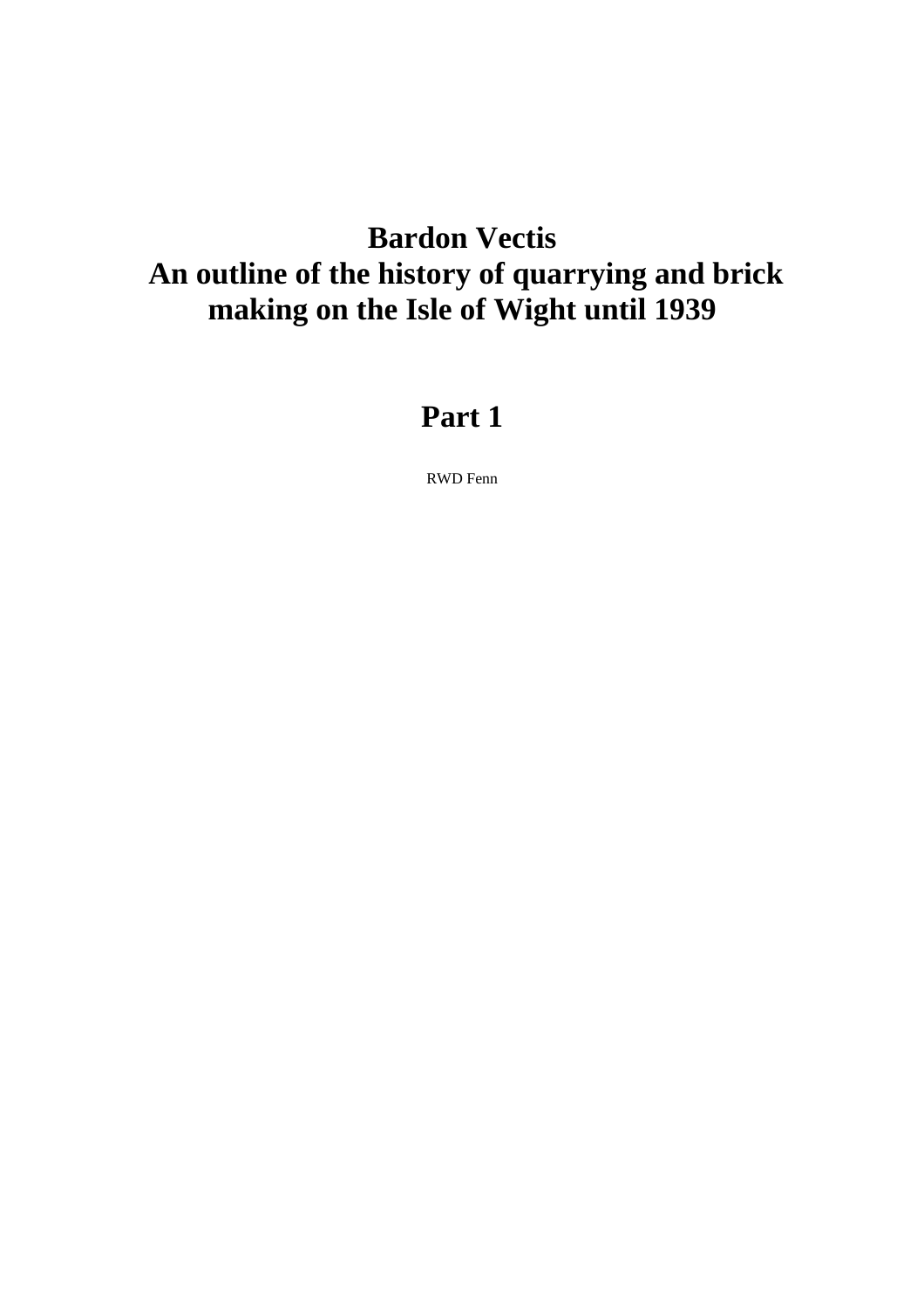# Bardon Vectis
# An outline of the history of quarrying and brick making on the Isle of Wight until 1939

## Part 1

RWD Fenn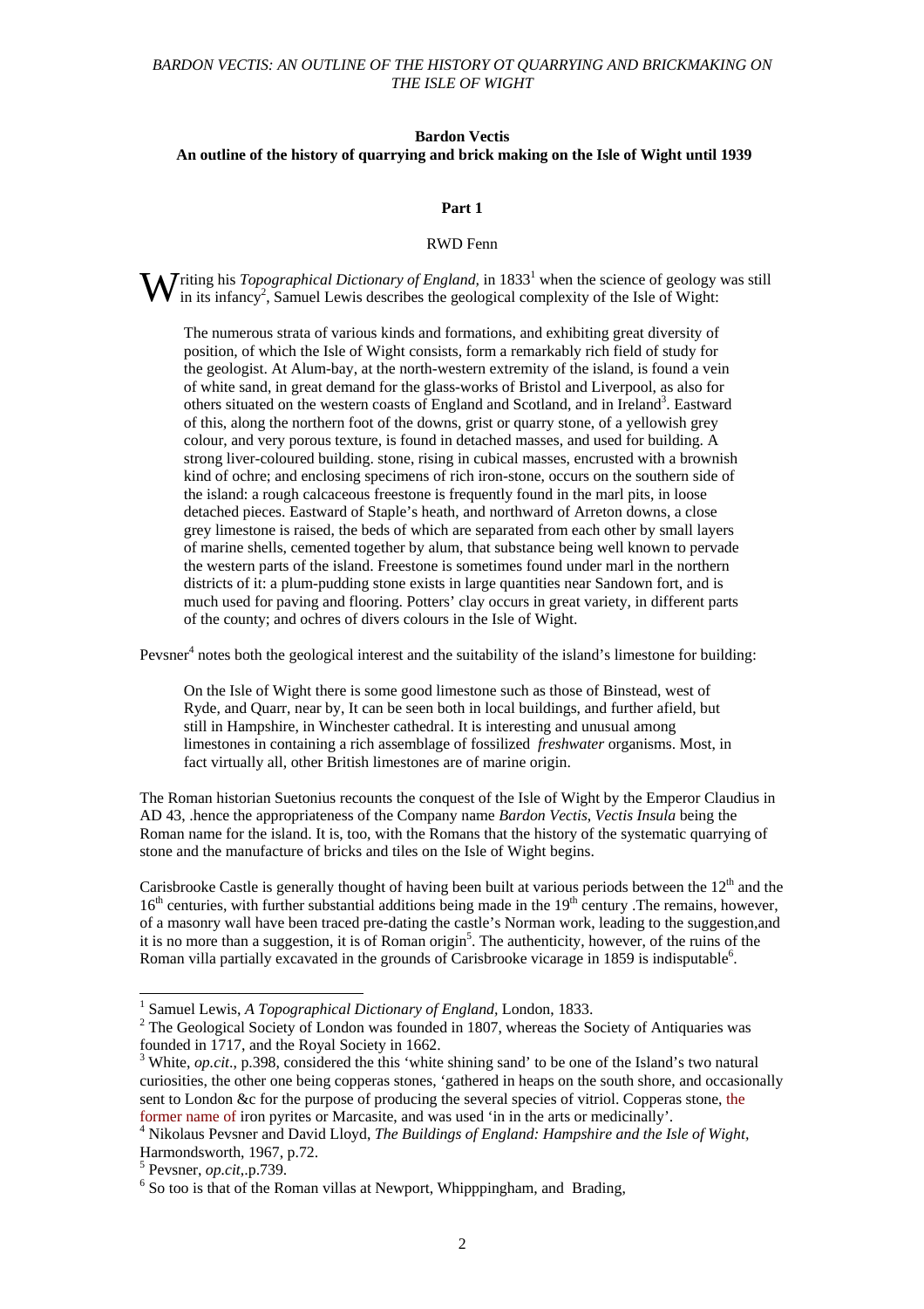**Bardon Vectis**

**An outline of the history of quarrying and brick making on the Isle of Wight until 1939**

**Part 1**

RWD Fenn

Writing his *Topographical Dictionary of England,* in 1833[1] when the science of geology was still in its infancy[2], Samuel Lewis describes the geological complexity of the Isle of Wight:

> The numerous strata of various kinds and formations, and exhibiting great diversity of position, of which the Isle of Wight consists, form a remarkably rich field of study for the geologist. At Alum-bay, at the north-western extremity of the island, is found a vein of white sand, in great demand for the glass-works of Bristol and Liverpool, as also for others situated on the western coasts of England and Scotland, and in Ireland[3]. Eastward of this, along the northern foot of the downs, grist or quarry stone, of a yellowish grey colour, and very porous texture, is found in detached masses, and used for building. A strong liver-coloured building. stone, rising in cubical masses, encrusted with a brownish kind of ochre; and enclosing specimens of rich iron-stone, occurs on the southern side of the island: a rough calcaceous freestone is frequently found in the marl pits, in loose detached pieces. Eastward of Staple's heath, and northward of Arreton downs, a close grey limestone is raised, the beds of which are separated from each other by small layers of marine shells, cemented together by alum, that substance being well known to pervade the western parts of the island. Freestone is sometimes found under marl in the northern districts of it: a plum-pudding stone exists in large quantities near Sandown fort, and is much used for paving and flooring. Potters' clay occurs in great variety, in different parts of the county; and ochres of divers colours in the Isle of Wight.

Pevsner[4] notes both the geological interest and the suitability of the island's limestone for building:

> On the Isle of Wight there is some good limestone such as those of Binstead, west of Ryde, and Quarr, near by, It can be seen both in local buildings, and further afield, but still in Hampshire, in Winchester cathedral. It is interesting and unusual among limestones in containing a rich assemblage of fossilized *freshwater* organisms. Most, in fact virtually all, other British limestones are of marine origin.

The Roman historian Suetonius recounts the conquest of the Isle of Wight by the Emperor Claudius in AD 43, .hence the appropriateness of the Company name *Bardon Vectis, Vectis Insula* being the Roman name for the island. It is, too, with the Romans that the history of the systematic quarrying of stone and the manufacture of bricks and tiles on the Isle of Wight begins.

Carisbrooke Castle is generally thought of having been built at various periods between the 12th and the 16th centuries, with further substantial additions being made in the 19th century .The remains, however, of a masonry wall have been traced pre-dating the castle's Norman work, leading to the suggestion,and it is no more than a suggestion, it is of Roman origin[5]. The authenticity, however, of the ruins of the Roman villa partially excavated in the grounds of Carisbrooke vicarage in 1859 is indisputable[6].

---

[1] Samuel Lewis, *A Topographical Dictionary of England,* London, 1833.

[2] The Geological Society of London was founded in 1807, whereas the Society of Antiquaries was founded in 1717, and the Royal Society in 1662.

[3] White, *op.cit*., p.398, considered the this 'white shining sand' to be one of the Island's two natural curiosities, the other one being copperas stones, 'gathered in heaps on the south shore, and occasionally sent to London &c for the purpose of producing the several species of vitriol. Copperas stone, the former name of iron pyrites or Marcasite, and was used 'in in the arts or medicinally'.

[4] Nikolaus Pevsner and David Lloyd, *The Buildings of England: Hampshire and the Isle of Wight,* Harmondsworth, 1967, p.72.

[5] Pevsner, *op.cit*,.p.739.

[6] So too is that of the Roman villas at Newport, Whipppingham, and Brading,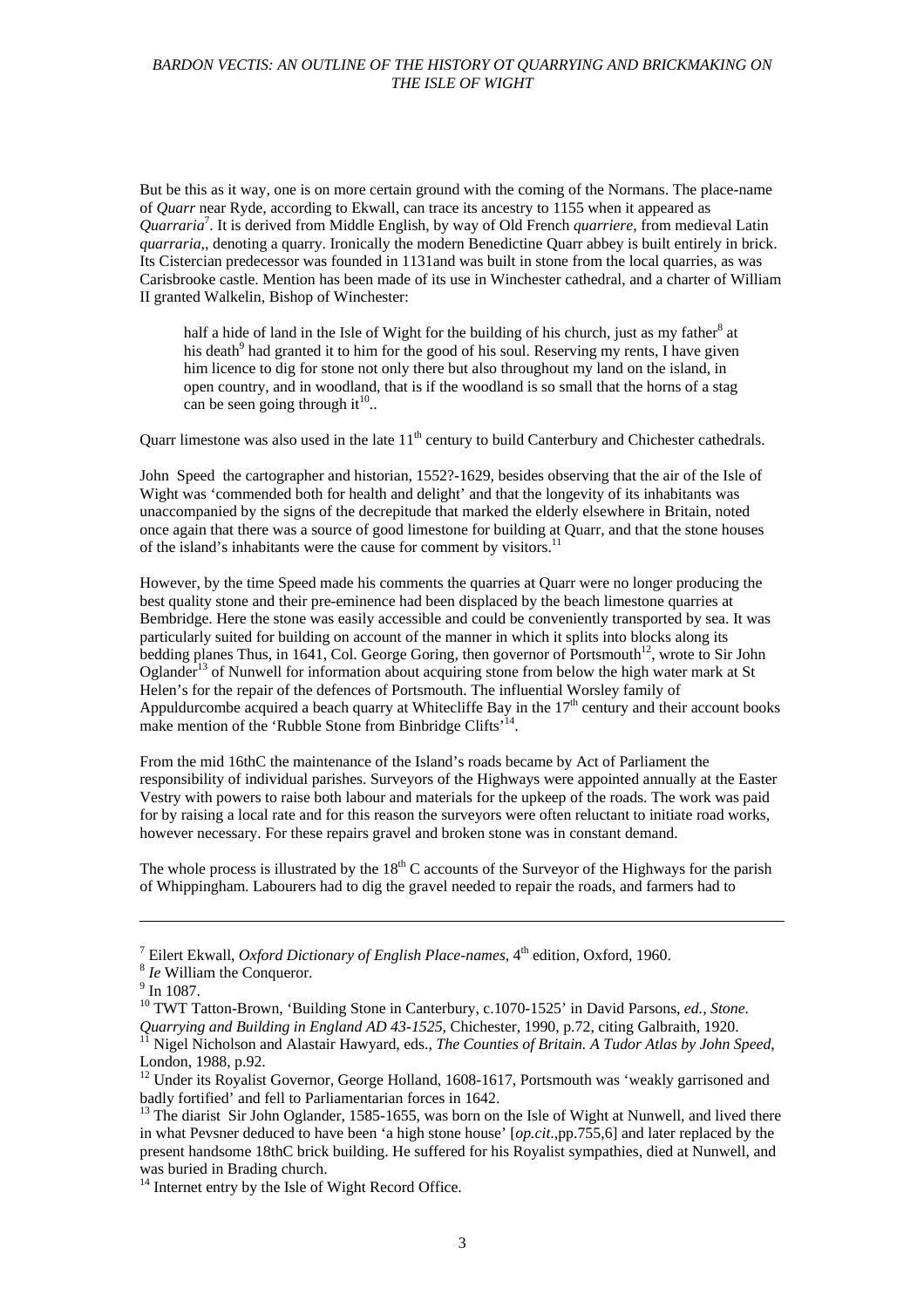But be this as it way, one is on more certain ground with the coming of the Normans. The place-name of *Quarr* near Ryde, according to Ekwall, can trace its ancestry to 1155 when it appeared as *Quarraria*[7]. It is derived from Middle English, by way of Old French *quarriere*, from medieval Latin *quarraria,*, denoting a quarry. Ironically the modern Benedictine Quarr abbey is built entirely in brick. Its Cistercian predecessor was founded in 1131and was built in stone from the local quarries, as was Carisbrooke castle. Mention has been made of its use in Winchester cathedral, and a charter of William II granted Walkelin, Bishop of Winchester:

> half a hide of land in the Isle of Wight for the building of his church, just as my father[8] at his death[9] had granted it to him for the good of his soul. Reserving my rents, I have given him licence to dig for stone not only there but also throughout my land on the island, in open country, and in woodland, that is if the woodland is so small that the horns of a stag can be seen going through it[10]..

Quarr limestone was also used in the late 11th century to build Canterbury and Chichester cathedrals.

John Speed the cartographer and historian, 1552?-1629, besides observing that the air of the Isle of Wight was 'commended both for health and delight' and that the longevity of its inhabitants was unaccompanied by the signs of the decrepitude that marked the elderly elsewhere in Britain, noted once again that there was a source of good limestone for building at Quarr, and that the stone houses of the island's inhabitants were the cause for comment by visitors.[11]

However, by the time Speed made his comments the quarries at Quarr were no longer producing the best quality stone and their pre-eminence had been displaced by the beach limestone quarries at Bembridge. Here the stone was easily accessible and could be conveniently transported by sea. It was particularly suited for building on account of the manner in which it splits into blocks along its bedding planes Thus, in 1641, Col. George Goring, then governor of Portsmouth[12], wrote to Sir John Oglander[13] of Nunwell for information about acquiring stone from below the high water mark at St Helen's for the repair of the defences of Portsmouth. The influential Worsley family of Appuldurcombe acquired a beach quarry at Whitecliffe Bay in the 17th century and their account books make mention of the 'Rubble Stone from Binbridge Clifts'[14].

From the mid 16thC the maintenance of the Island's roads became by Act of Parliament the responsibility of individual parishes. Surveyors of the Highways were appointed annually at the Easter Vestry with powers to raise both labour and materials for the upkeep of the roads. The work was paid for by raising a local rate and for this reason the surveyors were often reluctant to initiate road works, however necessary. For these repairs gravel and broken stone was in constant demand.

The whole process is illustrated by the 18th C accounts of the Surveyor of the Highways for the parish of Whippingham. Labourers had to dig the gravel needed to repair the roads, and farmers had to

---

[7] Eilert Ekwall, *Oxford Dictionary of English Place-names*, 4th edition, Oxford, 1960.

[8] *Ie* William the Conqueror.

[9] In 1087.

[10] TWT Tatton-Brown, 'Building Stone in Canterbury, c.1070-1525' in David Parsons, *ed., Stone. Quarrying and Building in England AD 43-1525,* Chichester, 1990, p.72, citing Galbraith, 1920.

[11] Nigel Nicholson and Alastair Hawyard, eds., *The Counties of Britain. A Tudor Atlas by John Speed*, London, 1988, p.92.

[12] Under its Royalist Governor, George Holland, 1608-1617, Portsmouth was 'weakly garrisoned and badly fortified' and fell to Parliamentarian forces in 1642.

[13] The diarist Sir John Oglander, 1585-1655, was born on the Isle of Wight at Nunwell, and lived there in what Pevsner deduced to have been 'a high stone house' [*op.cit*.,pp.755,6] and later replaced by the present handsome 18thC brick building. He suffered for his Royalist sympathies, died at Nunwell, and was buried in Brading church.

[14] Internet entry by the Isle of Wight Record Office.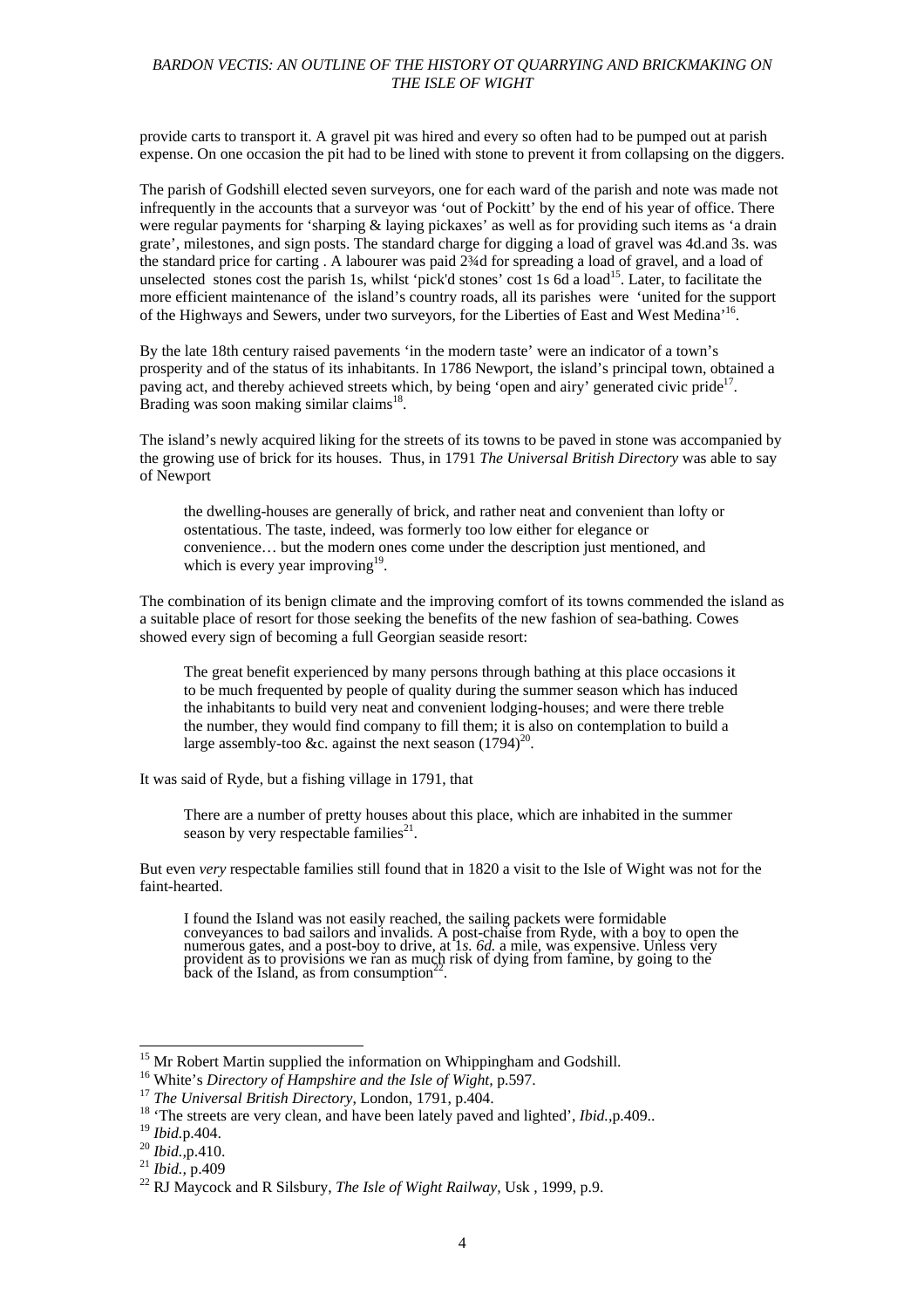provide carts to transport it. A gravel pit was hired and every so often had to be pumped out at parish expense. On one occasion the pit had to be lined with stone to prevent it from collapsing on the diggers.

The parish of Godshill elected seven surveyors, one for each ward of the parish and note was made not infrequently in the accounts that a surveyor was 'out of Pockitt' by the end of his year of office. There were regular payments for 'sharping & laying pickaxes' as well as for providing such items as 'a drain grate', milestones, and sign posts. The standard charge for digging a load of gravel was 4d.and 3s. was the standard price for carting . A labourer was paid 2¾d for spreading a load of gravel, and a load of unselected stones cost the parish 1s, whilst 'pick'd stones' cost 1s 6d a load[15]. Later, to facilitate the more efficient maintenance of the island's country roads, all its parishes were 'united for the support of the Highways and Sewers, under two surveyors, for the Liberties of East and West Medina'[16].

By the late 18th century raised pavements 'in the modern taste' were an indicator of a town's prosperity and of the status of its inhabitants. In 1786 Newport, the island's principal town, obtained a paving act, and thereby achieved streets which, by being 'open and airy' generated civic pride[17]. Brading was soon making similar claims[18].

The island's newly acquired liking for the streets of its towns to be paved in stone was accompanied by the growing use of brick for its houses. Thus, in 1791 *The Universal British Directory* was able to say of Newport

> the dwelling-houses are generally of brick, and rather neat and convenient than lofty or ostentatious. The taste, indeed, was formerly too low either for elegance or convenience… but the modern ones come under the description just mentioned, and which is every year improving[19].

The combination of its benign climate and the improving comfort of its towns commended the island as a suitable place of resort for those seeking the benefits of the new fashion of sea-bathing. Cowes showed every sign of becoming a full Georgian seaside resort:

> The great benefit experienced by many persons through bathing at this place occasions it to be much frequented by people of quality during the summer season which has induced the inhabitants to build very neat and convenient lodging-houses; and were there treble the number, they would find company to fill them; it is also on contemplation to build a large assembly-too &c. against the next season (1794)[20].

It was said of Ryde, but a fishing village in 1791, that

> There are a number of pretty houses about this place, which are inhabited in the summer season by very respectable families[21].

But even *very* respectable families still found that in 1820 a visit to the Isle of Wight was not for the faint-hearted.

> I found the Island was not easily reached, the sailing packets were formidable conveyances to bad sailors and invalids. A post-chaise from Ryde, with a boy to open the numerous gates, and a post-boy to drive, at 1*s. 6d.* a mile, was expensive. Unless very provident as to provisions we ran as much risk of dying from famine, by going to the back of the Island, as from consumption[22].

---

[15] Mr Robert Martin supplied the information on Whippingham and Godshill.

[16] White's *Directory of Hampshire and the Isle of Wight*, p.597.

[17] *The Universal British Directory*, London, 1791, p.404.

[18] 'The streets are very clean, and have been lately paved and lighted', *Ibid.*,p.409..

[19] *Ibid.*p.404.

[20] *Ibid.*,p.410.

[21] *Ibid.*, p.409

[22] RJ Maycock and R Silsbury, *The Isle of Wight Railway*, Usk , 1999, p.9.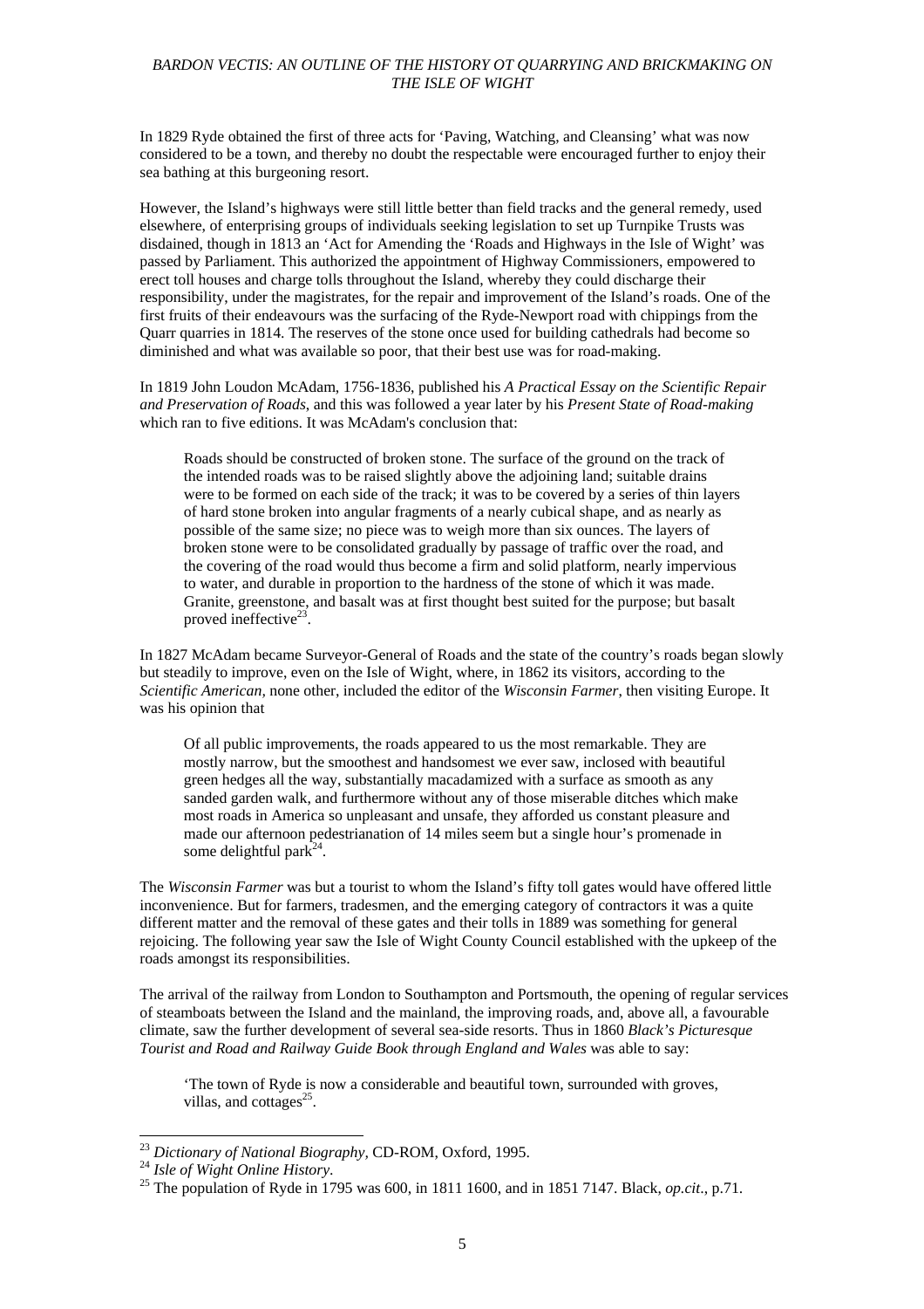In 1829 Ryde obtained the first of three acts for 'Paving, Watching, and Cleansing' what was now considered to be a town, and thereby no doubt the respectable were encouraged further to enjoy their sea bathing at this burgeoning resort.

However, the Island's highways were still little better than field tracks and the general remedy, used elsewhere, of enterprising groups of individuals seeking legislation to set up Turnpike Trusts was disdained, though in 1813 an 'Act for Amending the 'Roads and Highways in the Isle of Wight' was passed by Parliament. This authorized the appointment of Highway Commissioners, empowered to erect toll houses and charge tolls throughout the Island, whereby they could discharge their responsibility, under the magistrates, for the repair and improvement of the Island's roads. One of the first fruits of their endeavours was the surfacing of the Ryde-Newport road with chippings from the Quarr quarries in 1814. The reserves of the stone once used for building cathedrals had become so diminished and what was available so poor, that their best use was for road-making.

In 1819 John Loudon McAdam, 1756-1836, published his *A Practical Essay on the Scientific Repair and Preservation of Roads*, and this was followed a year later by his *Present State of Road-making* which ran to five editions. It was McAdam's conclusion that:

> Roads should be constructed of broken stone. The surface of the ground on the track of the intended roads was to be raised slightly above the adjoining land; suitable drains were to be formed on each side of the track; it was to be covered by a series of thin layers of hard stone broken into angular fragments of a nearly cubical shape, and as nearly as possible of the same size; no piece was to weigh more than six ounces. The layers of broken stone were to be consolidated gradually by passage of traffic over the road, and the covering of the road would thus become a firm and solid platform, nearly impervious to water, and durable in proportion to the hardness of the stone of which it was made. Granite, greenstone, and basalt was at first thought best suited for the purpose; but basalt proved ineffective[23].

In 1827 McAdam became Surveyor-General of Roads and the state of the country's roads began slowly but steadily to improve, even on the Isle of Wight, where, in 1862 its visitors, according to the *Scientific American,* none other, included the editor of the *Wisconsin Farmer*, then visiting Europe. It was his opinion that

> Of all public improvements, the roads appeared to us the most remarkable. They are mostly narrow, but the smoothest and handsomest we ever saw, inclosed with beautiful green hedges all the way, substantially macadamized with a surface as smooth as any sanded garden walk, and furthermore without any of those miserable ditches which make most roads in America so unpleasant and unsafe, they afforded us constant pleasure and made our afternoon pedestrianation of 14 miles seem but a single hour's promenade in some delightful park[24].

The *Wisconsin Farmer* was but a tourist to whom the Island's fifty toll gates would have offered little inconvenience. But for farmers, tradesmen, and the emerging category of contractors it was a quite different matter and the removal of these gates and their tolls in 1889 was something for general rejoicing. The following year saw the Isle of Wight County Council established with the upkeep of the roads amongst its responsibilities.

The arrival of the railway from London to Southampton and Portsmouth, the opening of regular services of steamboats between the Island and the mainland, the improving roads, and, above all, a favourable climate, saw the further development of several sea-side resorts. Thus in 1860 *Black's Picturesque Tourist and Road and Railway Guide Book through England and Wales* was able to say:

> 'The town of Ryde is now a considerable and beautiful town, surrounded with groves, villas, and cottages[25].

---

[23] *Dictionary of National Biography*, CD-ROM, Oxford, 1995.

[24] *Isle of Wight Online History*.

[25] The population of Ryde in 1795 was 600, in 1811 1600, and in 1851 7147. Black, *op.cit*., p.71.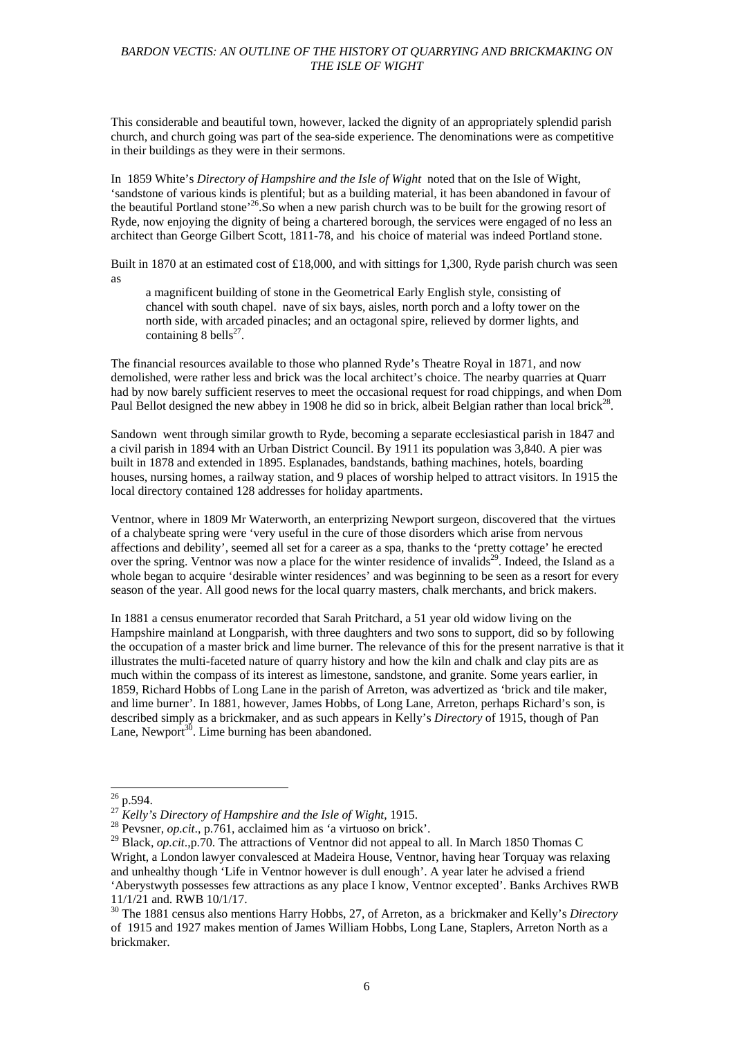This considerable and beautiful town, however, lacked the dignity of an appropriately splendid parish church, and church going was part of the sea-side experience. The denominations were as competitive in their buildings as they were in their sermons.

In 1859 White's *Directory of Hampshire and the Isle of Wight* noted that on the Isle of Wight, 'sandstone of various kinds is plentiful; but as a building material, it has been abandoned in favour of the beautiful Portland stone'[26].So when a new parish church was to be built for the growing resort of Ryde, now enjoying the dignity of being a chartered borough, the services were engaged of no less an architect than George Gilbert Scott, 1811-78, and his choice of material was indeed Portland stone.

Built in 1870 at an estimated cost of £18,000, and with sittings for 1,300, Ryde parish church was seen as

> a magnificent building of stone in the Geometrical Early English style, consisting of chancel with south chapel. nave of six bays, aisles, north porch and a lofty tower on the north side, with arcaded pinacles; and an octagonal spire, relieved by dormer lights, and containing 8 bells[27].

The financial resources available to those who planned Ryde's Theatre Royal in 1871, and now demolished, were rather less and brick was the local architect's choice. The nearby quarries at Quarr had by now barely sufficient reserves to meet the occasional request for road chippings, and when Dom Paul Bellot designed the new abbey in 1908 he did so in brick, albeit Belgian rather than local brick[28].

Sandown went through similar growth to Ryde, becoming a separate ecclesiastical parish in 1847 and a civil parish in 1894 with an Urban District Council. By 1911 its population was 3,840. A pier was built in 1878 and extended in 1895. Esplanades, bandstands, bathing machines, hotels, boarding houses, nursing homes, a railway station, and 9 places of worship helped to attract visitors. In 1915 the local directory contained 128 addresses for holiday apartments.

Ventnor, where in 1809 Mr Waterworth, an enterprizing Newport surgeon, discovered that the virtues of a chalybeate spring were 'very useful in the cure of those disorders which arise from nervous affections and debility', seemed all set for a career as a spa, thanks to the 'pretty cottage' he erected over the spring. Ventnor was now a place for the winter residence of invalids[29]. Indeed, the Island as a whole began to acquire 'desirable winter residences' and was beginning to be seen as a resort for every season of the year. All good news for the local quarry masters, chalk merchants, and brick makers.

In 1881 a census enumerator recorded that Sarah Pritchard, a 51 year old widow living on the Hampshire mainland at Longparish, with three daughters and two sons to support, did so by following the occupation of a master brick and lime burner. The relevance of this for the present narrative is that it illustrates the multi-faceted nature of quarry history and how the kiln and chalk and clay pits are as much within the compass of its interest as limestone, sandstone, and granite. Some years earlier, in 1859, Richard Hobbs of Long Lane in the parish of Arreton, was advertized as 'brick and tile maker, and lime burner'. In 1881, however, James Hobbs, of Long Lane, Arreton, perhaps Richard's son, is described simply as a brickmaker, and as such appears in Kelly's *Directory* of 1915, though of Pan Lane, Newport[30]. Lime burning has been abandoned.

---

[26] p.594.

[27] *Kelly's Directory of Hampshire and the Isle of Wight*, 1915.

[28] Pevsner, *op.cit*., p.761, acclaimed him as 'a virtuoso on brick'.

[29] Black, *op.cit*.,p.70. The attractions of Ventnor did not appeal to all. In March 1850 Thomas C Wright, a London lawyer convalesced at Madeira House, Ventnor, having hear Torquay was relaxing and unhealthy though 'Life in Ventnor however is dull enough'. A year later he advised a friend 'Aberystwyth possesses few attractions as any place I know, Ventnor excepted'. Banks Archives RWB 11/1/21 and. RWB 10/1/17.

[30] The 1881 census also mentions Harry Hobbs, 27, of Arreton, as a brickmaker and Kelly's *Directory* of 1915 and 1927 makes mention of James William Hobbs, Long Lane, Staplers, Arreton North as a brickmaker.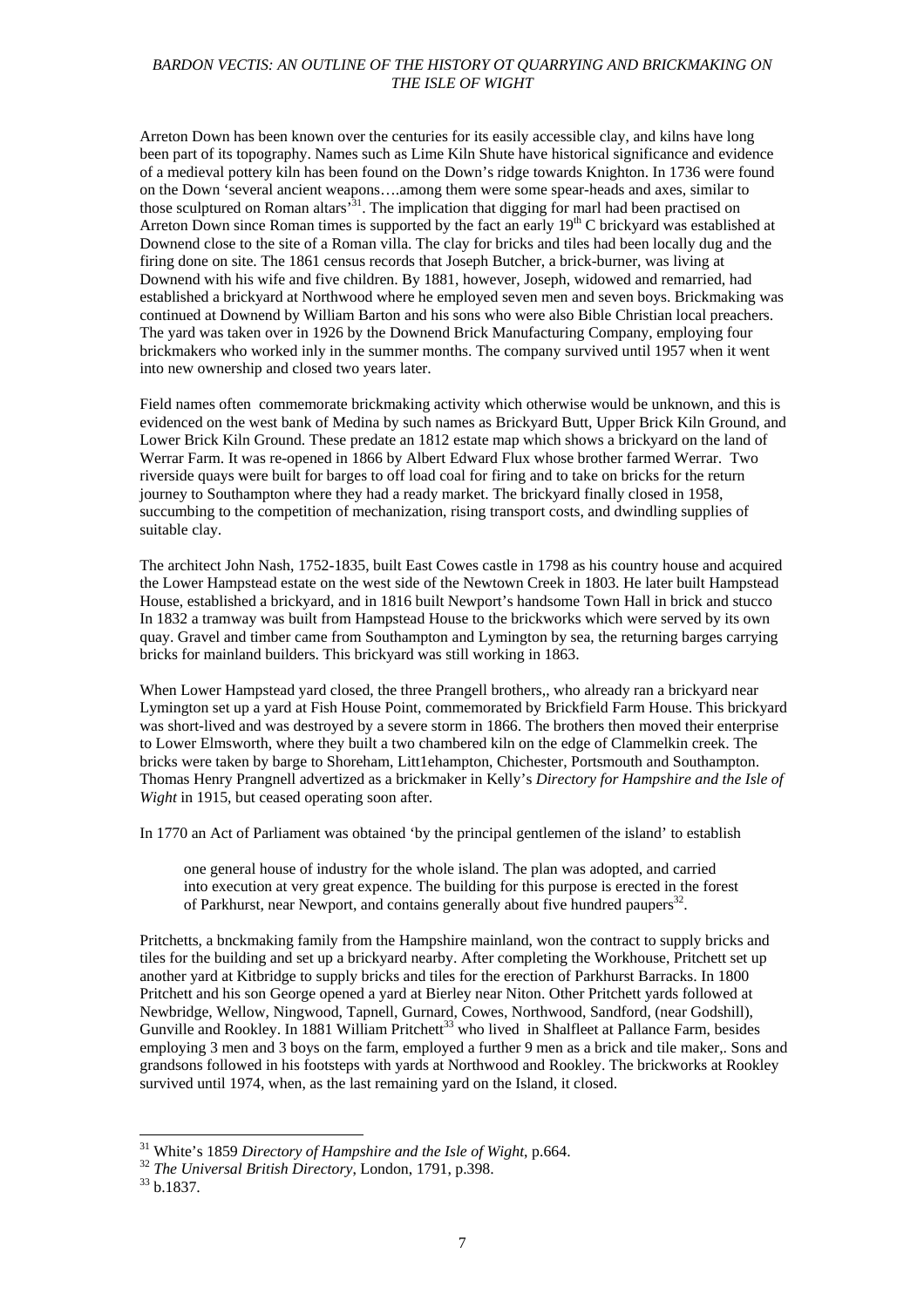Arreton Down has been known over the centuries for its easily accessible clay, and kilns have long been part of its topography. Names such as Lime Kiln Shute have historical significance and evidence of a medieval pottery kiln has been found on the Down's ridge towards Knighton. In 1736 were found on the Down 'several ancient weapons….among them were some spear-heads and axes, similar to those sculptured on Roman altars'[31]. The implication that digging for marl had been practised on Arreton Down since Roman times is supported by the fact an early 19[th] C brickyard was established at Downend close to the site of a Roman villa. The clay for bricks and tiles had been locally dug and the firing done on site. The 1861 census records that Joseph Butcher, a brick-burner, was living at Downend with his wife and five children. By 1881, however, Joseph, widowed and remarried, had established a brickyard at Northwood where he employed seven men and seven boys. Brickmaking was continued at Downend by William Barton and his sons who were also Bible Christian local preachers. The yard was taken over in 1926 by the Downend Brick Manufacturing Company, employing four brickmakers who worked inly in the summer months. The company survived until 1957 when it went into new ownership and closed two years later.

Field names often commemorate brickmaking activity which otherwise would be unknown, and this is evidenced on the west bank of Medina by such names as Brickyard Butt, Upper Brick Kiln Ground, and Lower Brick Kiln Ground. These predate an 1812 estate map which shows a brickyard on the land of Werrar Farm. It was re-opened in 1866 by Albert Edward Flux whose brother farmed Werrar. Two riverside quays were built for barges to off load coal for firing and to take on bricks for the return journey to Southampton where they had a ready market. The brickyard finally closed in 1958, succumbing to the competition of mechanization, rising transport costs, and dwindling supplies of suitable clay.

The architect John Nash, 1752-1835, built East Cowes castle in 1798 as his country house and acquired the Lower Hampstead estate on the west side of the Newtown Creek in 1803. He later built Hampstead House, established a brickyard, and in 1816 built Newport's handsome Town Hall in brick and stucco In 1832 a tramway was built from Hampstead House to the brickworks which were served by its own quay. Gravel and timber came from Southampton and Lymington by sea, the returning barges carrying bricks for mainland builders. This brickyard was still working in 1863.

When Lower Hampstead yard closed, the three Prangell brothers,, who already ran a brickyard near Lymington set up a yard at Fish House Point, commemorated by Brickfield Farm House. This brickyard was short-lived and was destroyed by a severe storm in 1866. The brothers then moved their enterprise to Lower Elmsworth, where they built a two chambered kiln on the edge of Clammelkin creek. The bricks were taken by barge to Shoreham, Litt1ehampton, Chichester, Portsmouth and Southampton. Thomas Henry Prangnell advertized as a brickmaker in Kelly's *Directory for Hampshire and the Isle of Wight* in 1915, but ceased operating soon after.

In 1770 an Act of Parliament was obtained 'by the principal gentlemen of the island' to establish

> one general house of industry for the whole island. The plan was adopted, and carried into execution at very great expence. The building for this purpose is erected in the forest of Parkhurst, near Newport, and contains generally about five hundred paupers[32].

Pritchetts, a bnckmaking family from the Hampshire mainland, won the contract to supply bricks and tiles for the building and set up a brickyard nearby. After completing the Workhouse, Pritchett set up another yard at Kitbridge to supply bricks and tiles for the erection of Parkhurst Barracks. In 1800 Pritchett and his son George opened a yard at Bierley near Niton. Other Pritchett yards followed at Newbridge, Wellow, Ningwood, Tapnell, Gurnard, Cowes, Northwood, Sandford, (near Godshill), Gunville and Rookley. In 1881 William Pritchett[33] who lived in Shalfleet at Pallance Farm, besides employing 3 men and 3 boys on the farm, employed a further 9 men as a brick and tile maker,. Sons and grandsons followed in his footsteps with yards at Northwood and Rookley. The brickworks at Rookley survived until 1974, when, as the last remaining yard on the Island, it closed.

---

[31] White's 1859 *Directory of Hampshire and the Isle of Wight*, p.664.

[32] *The Universal British Directory*, London, 1791, p.398.

[33] b.1837.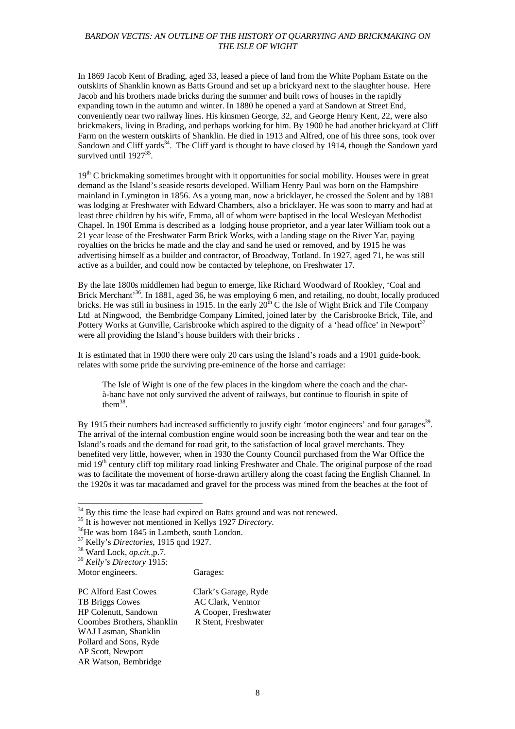In 1869 Jacob Kent of Brading, aged 33, leased a piece of land from the White Popham Estate on the outskirts of Shanklin known as Batts Ground and set up a brickyard next to the slaughter house. Here Jacob and his brothers made bricks during the summer and built rows of houses in the rapidly expanding town in the autumn and winter. In 1880 he opened a yard at Sandown at Street End, conveniently near two railway lines. His kinsmen George, 32, and George Henry Kent, 22, were also brickmakers, living in Brading, and perhaps working for him. By 1900 he had another brickyard at Cliff Farm on the western outskirts of Shanklin. He died in 1913 and Alfred, one of his three sons, took over Sandown and Cliff yards[34]. The Cliff yard is thought to have closed by 1914, though the Sandown yard survived until 1927[35].

19th C brickmaking sometimes brought with it opportunities for social mobility. Houses were in great demand as the Island's seaside resorts developed. William Henry Paul was born on the Hampshire mainland in Lymington in 1856. As a young man, now a bricklayer, he crossed the Solent and by 1881 was lodging at Freshwater with Edward Chambers, also a bricklayer. He was soon to marry and had at least three children by his wife, Emma, all of whom were baptised in the local Wesleyan Methodist Chapel. In 190I Emma is described as a lodging house proprietor, and a year later William took out a 21 year lease of the Freshwater Farm Brick Works, with a landing stage on the River Yar, paying royalties on the bricks he made and the clay and sand he used or removed, and by 1915 he was advertising himself as a builder and contractor, of Broadway, Totland. In 1927, aged 71, he was still active as a builder, and could now be contacted by telephone, on Freshwater 17.

By the late 1800s middlemen had begun to emerge, like Richard Woodward of Rookley, 'Coal and Brick Merchant'[36]. In 1881, aged 36, he was employing 6 men, and retailing, no doubt, locally produced bricks. He was still in business in 1915. In the early 20th C the Isle of Wight Brick and Tile Company Ltd at Ningwood, the Bembridge Company Limited, joined later by the Carisbrooke Brick, Tile, and Pottery Works at Gunville, Carisbrooke which aspired to the dignity of a 'head office' in Newport[37] were all providing the Island's house builders with their bricks .

It is estimated that in 1900 there were only 20 cars using the Island's roads and a 1901 guide-book. relates with some pride the surviving pre-eminence of the horse and carriage:

> The Isle of Wight is one of the few places in the kingdom where the coach and the char-à-banc have not only survived the advent of railways, but continue to flourish in spite of them[38].

By 1915 their numbers had increased sufficiently to justify eight 'motor engineers' and four garages[39]. The arrival of the internal combustion engine would soon be increasing both the wear and tear on the Island's roads and the demand for road grit, to the satisfaction of local gravel merchants. They benefited very little, however, when in 1930 the County Council purchased from the War Office the mid 19th century cliff top military road linking Freshwater and Chale. The original purpose of the road was to facilitate the movement of horse-drawn artillery along the coast facing the English Channel. In the 1920s it was tar macadamed and gravel for the process was mined from the beaches at the foot of

---

[34] By this time the lease had expired on Batts ground and was not renewed.

[35] It is however not mentioned in Kellys 1927 *Directory*.

[36] He was born 1845 in Lambeth, south London.

[37] Kelly's *Directories*, 1915 qnd 1927.

[38] Ward Lock, *op.cit*.,p.7.

[39] *Kelly's Directory* 1915:

| Motor engineers. | Garages: |
|---|---|
| PC Alford East Cowes | Clark's Garage, Ryde |
| TB Briggs Cowes | AC Clark, Ventnor |
| HP Colenutt, Sandown | A Cooper, Freshwater |
| Coombes Brothers, Shanklin | R Stent, Freshwater |
| WAJ Lasman, Shanklin | |
| Pollard and Sons, Ryde | |
| AP Scott, Newport | |
| AR Watson, Bembridge | |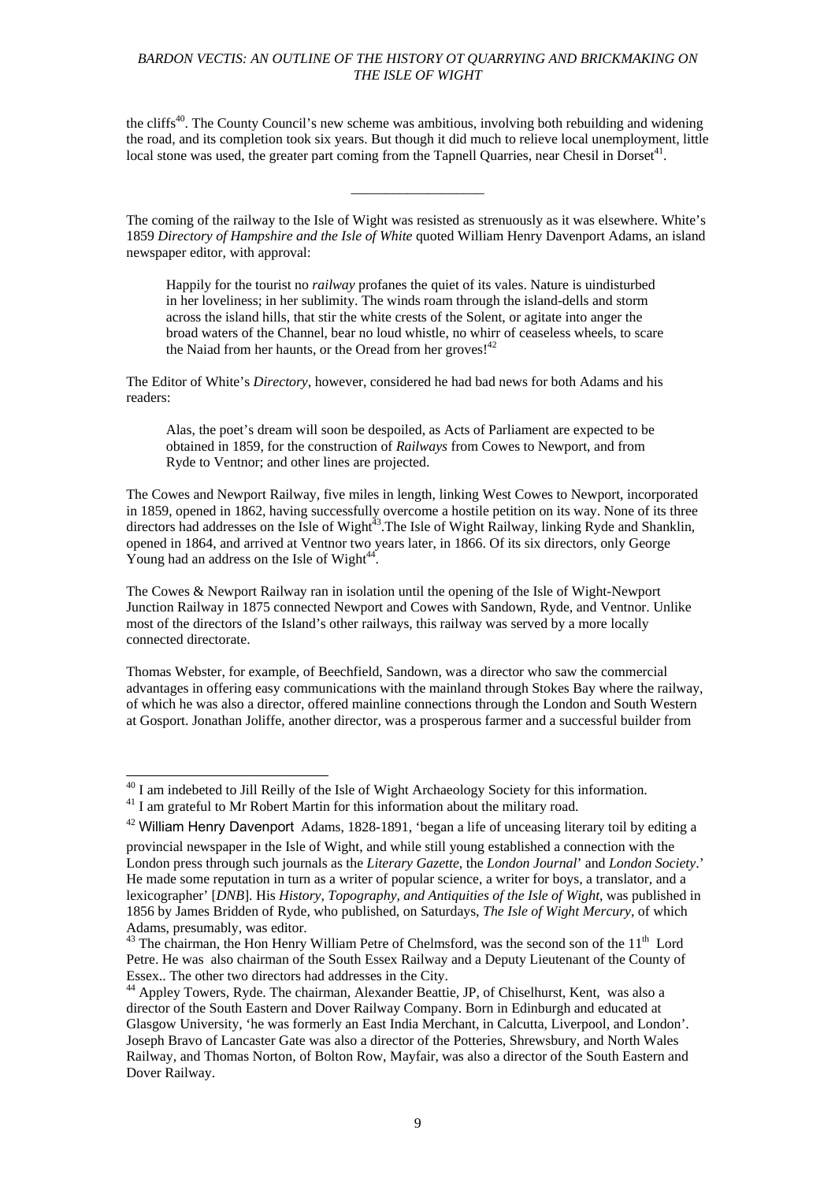the cliffs[40]. The County Council's new scheme was ambitious, involving both rebuilding and widening the road, and its completion took six years. But though it did much to relieve local unemployment, little local stone was used, the greater part coming from the Tapnell Quarries, near Chesil in Dorset[41].

___________________

The coming of the railway to the Isle of Wight was resisted as strenuously as it was elsewhere. White's 1859 *Directory of Hampshire and the Isle of White* quoted William Henry Davenport Adams, an island newspaper editor, with approval:

> Happily for the tourist no *railway* profanes the quiet of its vales. Nature is uindisturbed in her loveliness; in her sublimity. The winds roam through the island-dells and storm across the island hills, that stir the white crests of the Solent, or agitate into anger the broad waters of the Channel, bear no loud whistle, no whirr of ceaseless wheels, to scare the Naiad from her haunts, or the Oread from her groves![42]

The Editor of White's *Directory*, however, considered he had bad news for both Adams and his readers:

> Alas, the poet's dream will soon be despoiled, as Acts of Parliament are expected to be obtained in 1859, for the construction of *Railways* from Cowes to Newport, and from Ryde to Ventnor; and other lines are projected.

The Cowes and Newport Railway, five miles in length, linking West Cowes to Newport, incorporated in 1859, opened in 1862, having successfully overcome a hostile petition on its way. None of its three directors had addresses on the Isle of Wight[43].The Isle of Wight Railway, linking Ryde and Shanklin, opened in 1864, and arrived at Ventnor two years later, in 1866. Of its six directors, only George Young had an address on the Isle of Wight[44].

The Cowes & Newport Railway ran in isolation until the opening of the Isle of Wight-Newport Junction Railway in 1875 connected Newport and Cowes with Sandown, Ryde, and Ventnor. Unlike most of the directors of the Island's other railways, this railway was served by a more locally connected directorate.

Thomas Webster, for example, of Beechfield, Sandown, was a director who saw the commercial advantages in offering easy communications with the mainland through Stokes Bay where the railway, of which he was also a director, offered mainline connections through the London and South Western at Gosport. Jonathan Joliffe, another director, was a prosperous farmer and a successful builder from

---

[40] I am indebeted to Jill Reilly of the Isle of Wight Archaeology Society for this information.

[41] I am grateful to Mr Robert Martin for this information about the military road.

[42] William Henry Davenport Adams, 1828-1891, 'began a life of unceasing literary toil by editing a provincial newspaper in the Isle of Wight, and while still young established a connection with the London press through such journals as the *Literary Gazette*, the *London Journal*' and *London Society*.' He made some reputation in turn as a writer of popular science, a writer for boys, a translator, and a lexicographer' [*DNB*]. His *History, Topography, and Antiquities of the Isle of Wight*, was published in 1856 by James Bridden of Ryde, who published, on Saturdays, *The Isle of Wight Mercury*, of which Adams, presumably, was editor.

[43] The chairman, the Hon Henry William Petre of Chelmsford, was the second son of the 11th Lord Petre. He was also chairman of the South Essex Railway and a Deputy Lieutenant of the County of Essex.. The other two directors had addresses in the City.

[44] Appley Towers, Ryde. The chairman, Alexander Beattie, JP, of Chiselhurst, Kent, was also a director of the South Eastern and Dover Railway Company. Born in Edinburgh and educated at Glasgow University, 'he was formerly an East India Merchant, in Calcutta, Liverpool, and London'. Joseph Bravo of Lancaster Gate was also a director of the Potteries, Shrewsbury, and North Wales Railway, and Thomas Norton, of Bolton Row, Mayfair, was also a director of the South Eastern and Dover Railway.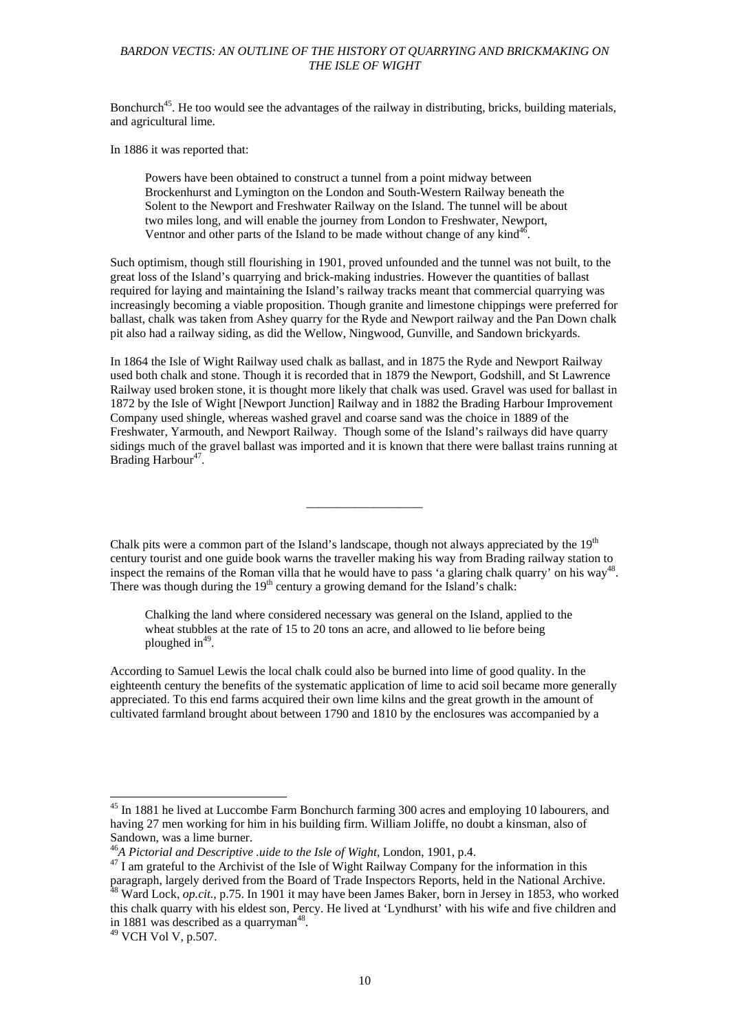Bonchurch[45]. He too would see the advantages of the railway in distributing, bricks, building materials, and agricultural lime.

In 1886 it was reported that:

> Powers have been obtained to construct a tunnel from a point midway between Brockenhurst and Lymington on the London and South-Western Railway beneath the Solent to the Newport and Freshwater Railway on the Island. The tunnel will be about two miles long, and will enable the journey from London to Freshwater, Newport, Ventnor and other parts of the Island to be made without change of any kind[46].

Such optimism, though still flourishing in 1901, proved unfounded and the tunnel was not built, to the great loss of the Island's quarrying and brick-making industries. However the quantities of ballast required for laying and maintaining the Island's railway tracks meant that commercial quarrying was increasingly becoming a viable proposition. Though granite and limestone chippings were preferred for ballast, chalk was taken from Ashey quarry for the Ryde and Newport railway and the Pan Down chalk pit also had a railway siding, as did the Wellow, Ningwood, Gunville, and Sandown brickyards.

In 1864 the Isle of Wight Railway used chalk as ballast, and in 1875 the Ryde and Newport Railway used both chalk and stone. Though it is recorded that in 1879 the Newport, Godshill, and St Lawrence Railway used broken stone, it is thought more likely that chalk was used. Gravel was used for ballast in 1872 by the Isle of Wight [Newport Junction] Railway and in 1882 the Brading Harbour Improvement Company used shingle, whereas washed gravel and coarse sand was the choice in 1889 of the Freshwater, Yarmouth, and Newport Railway. Though some of the Island's railways did have quarry sidings much of the gravel ballast was imported and it is known that there were ballast trains running at Brading Harbour[47].

---

Chalk pits were a common part of the Island's landscape, though not always appreciated by the 19th century tourist and one guide book warns the traveller making his way from Brading railway station to inspect the remains of the Roman villa that he would have to pass 'a glaring chalk quarry' on his way[48]. There was though during the 19th century a growing demand for the Island's chalk:

> Chalking the land where considered necessary was general on the Island, applied to the wheat stubbles at the rate of 15 to 20 tons an acre, and allowed to lie before being ploughed in[49].

According to Samuel Lewis the local chalk could also be burned into lime of good quality. In the eighteenth century the benefits of the systematic application of lime to acid soil became more generally appreciated. To this end farms acquired their own lime kilns and the great growth in the amount of cultivated farmland brought about between 1790 and 1810 by the enclosures was accompanied by a

---

[45] In 1881 he lived at Luccombe Farm Bonchurch farming 300 acres and employing 10 labourers, and having 27 men working for him in his building firm. William Joliffe, no doubt a kinsman, also of Sandown, was a lime burner.

[46] *A Pictorial and Descriptive .uide to the Isle of Wight*, London, 1901, p.4.

[47] I am grateful to the Archivist of the Isle of Wight Railway Company for the information in this paragraph, largely derived from the Board of Trade Inspectors Reports, held in the National Archive.

[48] Ward Lock, *op.cit.*, p.75. In 1901 it may have been James Baker, born in Jersey in 1853, who worked this chalk quarry with his eldest son, Percy. He lived at 'Lyndhurst' with his wife and five children and in 1881 was described as a quarryman[48].

[49] VCH Vol V, p.507.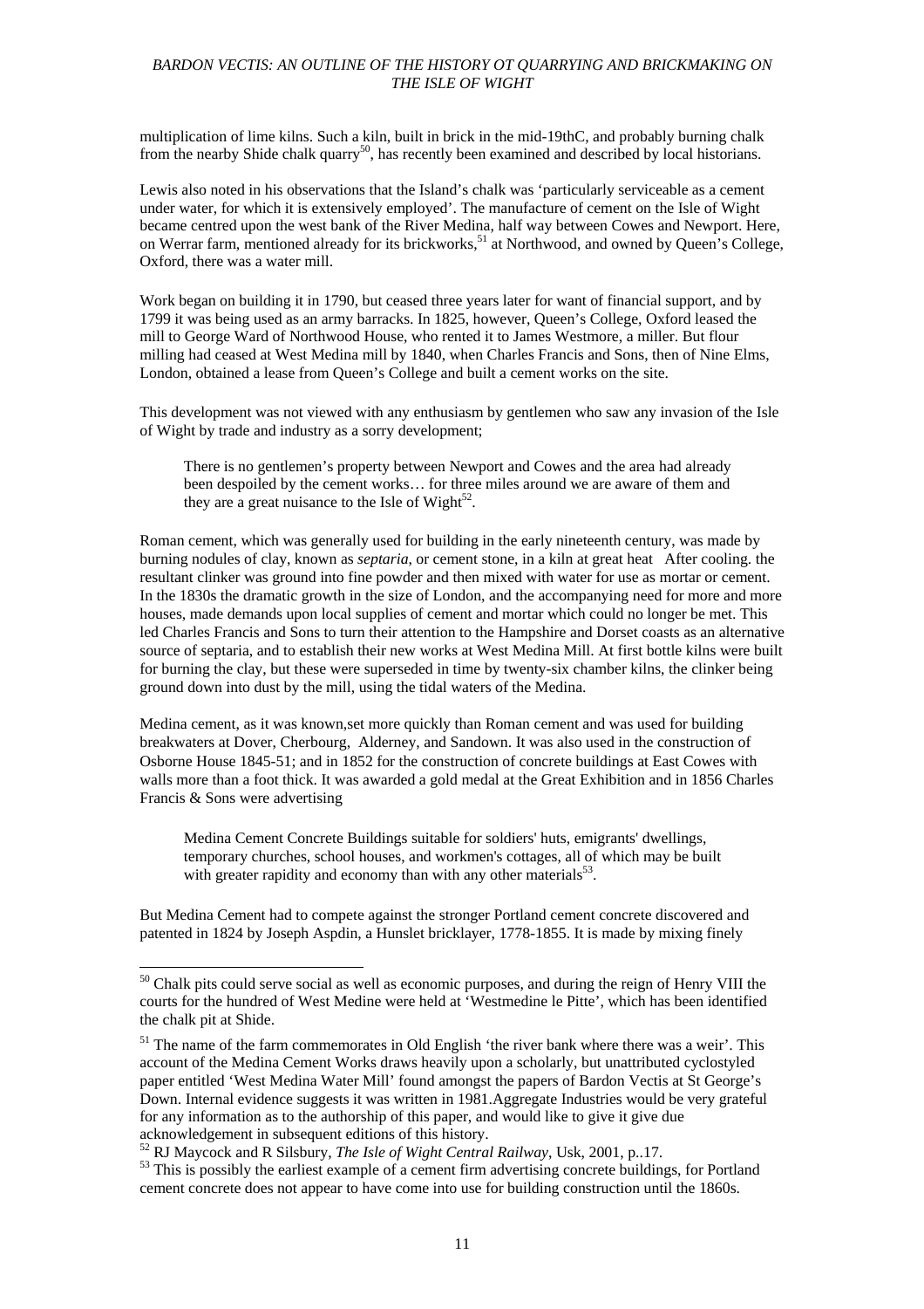multiplication of lime kilns. Such a kiln, built in brick in the mid-19thC, and probably burning chalk from the nearby Shide chalk quarry[50], has recently been examined and described by local historians.

Lewis also noted in his observations that the Island's chalk was 'particularly serviceable as a cement under water, for which it is extensively employed'. The manufacture of cement on the Isle of Wight became centred upon the west bank of the River Medina, half way between Cowes and Newport. Here, on Werrar farm, mentioned already for its brickworks,[51] at Northwood, and owned by Queen's College, Oxford, there was a water mill.

Work began on building it in 1790, but ceased three years later for want of financial support, and by 1799 it was being used as an army barracks. In 1825, however, Queen's College, Oxford leased the mill to George Ward of Northwood House, who rented it to James Westmore, a miller. But flour milling had ceased at West Medina mill by 1840, when Charles Francis and Sons, then of Nine Elms, London, obtained a lease from Queen's College and built a cement works on the site.

This development was not viewed with any enthusiasm by gentlemen who saw any invasion of the Isle of Wight by trade and industry as a sorry development;

> There is no gentlemen's property between Newport and Cowes and the area had already been despoiled by the cement works… for three miles around we are aware of them and they are a great nuisance to the Isle of Wight[52].

Roman cement, which was generally used for building in the early nineteenth century, was made by burning nodules of clay, known as *septaria*, or cement stone, in a kiln at great heat  After cooling. the resultant clinker was ground into fine powder and then mixed with water for use as mortar or cement. In the 1830s the dramatic growth in the size of London, and the accompanying need for more and more houses, made demands upon local supplies of cement and mortar which could no longer be met. This led Charles Francis and Sons to turn their attention to the Hampshire and Dorset coasts as an alternative source of septaria, and to establish their new works at West Medina Mill. At first bottle kilns were built for burning the clay, but these were superseded in time by twenty-six chamber kilns, the clinker being ground down into dust by the mill, using the tidal waters of the Medina.

Medina cement, as it was known,set more quickly than Roman cement and was used for building breakwaters at Dover, Cherbourg,  Alderney, and Sandown. It was also used in the construction of Osborne House 1845-51; and in 1852 for the construction of concrete buildings at East Cowes with walls more than a foot thick. It was awarded a gold medal at the Great Exhibition and in 1856 Charles Francis & Sons were advertising

> Medina Cement Concrete Buildings suitable for soldiers' huts, emigrants' dwellings, temporary churches, school houses, and workmen's cottages, all of which may be built with greater rapidity and economy than with any other materials[53].

But Medina Cement had to compete against the stronger Portland cement concrete discovered and patented in 1824 by Joseph Aspdin, a Hunslet bricklayer, 1778-1855. It is made by mixing finely

---

[50] Chalk pits could serve social as well as economic purposes, and during the reign of Henry VIII the courts for the hundred of West Medine were held at 'Westmedine le Pitte', which has been identified the chalk pit at Shide.

[51] The name of the farm commemorates in Old English 'the river bank where there was a weir'. This account of the Medina Cement Works draws heavily upon a scholarly, but unattributed cyclostyled paper entitled 'West Medina Water Mill' found amongst the papers of Bardon Vectis at St George's Down. Internal evidence suggests it was written in 1981.Aggregate Industries would be very grateful for any information as to the authorship of this paper, and would like to give it give due acknowledgement in subsequent editions of this history.

[52] RJ Maycock and R Silsbury, *The Isle of Wight Central Railway*, Usk, 2001, p..17.

[53] This is possibly the earliest example of a cement firm advertising concrete buildings, for Portland cement concrete does not appear to have come into use for building construction until the 1860s.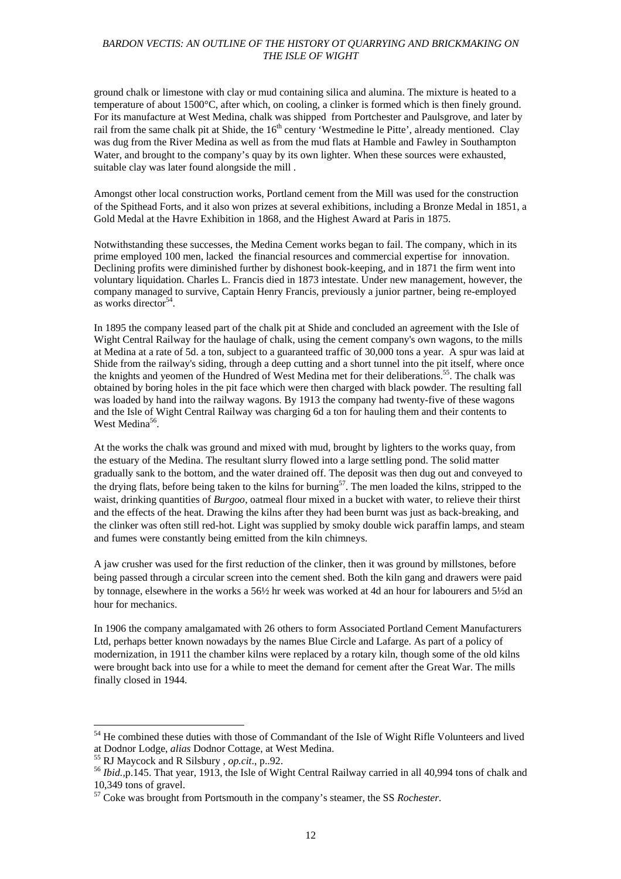ground chalk or limestone with clay or mud containing silica and alumina. The mixture is heated to a temperature of about 1500°C, after which, on cooling, a clinker is formed which is then finely ground. For its manufacture at West Medina, chalk was shipped from Portchester and Paulsgrove, and later by rail from the same chalk pit at Shide, the 16th century 'Westmedine le Pitte', already mentioned. Clay was dug from the River Medina as well as from the mud flats at Hamble and Fawley in Southampton Water, and brought to the company's quay by its own lighter. When these sources were exhausted, suitable clay was later found alongside the mill .

Amongst other local construction works, Portland cement from the Mill was used for the construction of the Spithead Forts, and it also won prizes at several exhibitions, including a Bronze Medal in 1851, a Gold Medal at the Havre Exhibition in 1868, and the Highest Award at Paris in 1875.

Notwithstanding these successes, the Medina Cement works began to fail. The company, which in its prime employed 100 men, lacked the financial resources and commercial expertise for innovation. Declining profits were diminished further by dishonest book-keeping, and in 1871 the firm went into voluntary liquidation. Charles L. Francis died in 1873 intestate. Under new management, however, the company managed to survive, Captain Henry Francis, previously a junior partner, being re-employed as works director[54].

In 1895 the company leased part of the chalk pit at Shide and concluded an agreement with the Isle of Wight Central Railway for the haulage of chalk, using the cement company's own wagons, to the mills at Medina at a rate of 5d. a ton, subject to a guaranteed traffic of 30,000 tons a year. A spur was laid at Shide from the railway's siding, through a deep cutting and a short tunnel into the pit itself, where once the knights and yeomen of the Hundred of West Medina met for their deliberations.[55]. The chalk was obtained by boring holes in the pit face which were then charged with black powder. The resulting fall was loaded by hand into the railway wagons. By 1913 the company had twenty-five of these wagons and the Isle of Wight Central Railway was charging 6d a ton for hauling them and their contents to West Medina[56].

At the works the chalk was ground and mixed with mud, brought by lighters to the works quay, from the estuary of the Medina. The resultant slurry flowed into a large settling pond. The solid matter gradually sank to the bottom, and the water drained off. The deposit was then dug out and conveyed to the drying flats, before being taken to the kilns for burning[57]. The men loaded the kilns, stripped to the waist, drinking quantities of *Burgoo*, oatmeal flour mixed in a bucket with water, to relieve their thirst and the effects of the heat. Drawing the kilns after they had been burnt was just as back-breaking, and the clinker was often still red-hot. Light was supplied by smoky double wick paraffin lamps, and steam and fumes were constantly being emitted from the kiln chimneys.

A jaw crusher was used for the first reduction of the clinker, then it was ground by millstones, before being passed through a circular screen into the cement shed. Both the kiln gang and drawers were paid by tonnage, elsewhere in the works a 56½ hr week was worked at 4d an hour for labourers and 5½d an hour for mechanics.

In 1906 the company amalgamated with 26 others to form Associated Portland Cement Manufacturers Ltd, perhaps better known nowadays by the names Blue Circle and Lafarge. As part of a policy of modernization, in 1911 the chamber kilns were replaced by a rotary kiln, though some of the old kilns were brought back into use for a while to meet the demand for cement after the Great War. The mills finally closed in 1944.

---

[54] He combined these duties with those of Commandant of the Isle of Wight Rifle Volunteers and lived at Dodnor Lodge, *alias* Dodnor Cottage, at West Medina.

[55] RJ Maycock and R Silsbury , *op.cit*., p..92.

[56] *Ibid.*,p.145. That year, 1913, the Isle of Wight Central Railway carried in all 40,994 tons of chalk and 10,349 tons of gravel.

[57] Coke was brought from Portsmouth in the company's steamer, the SS *Rochester*.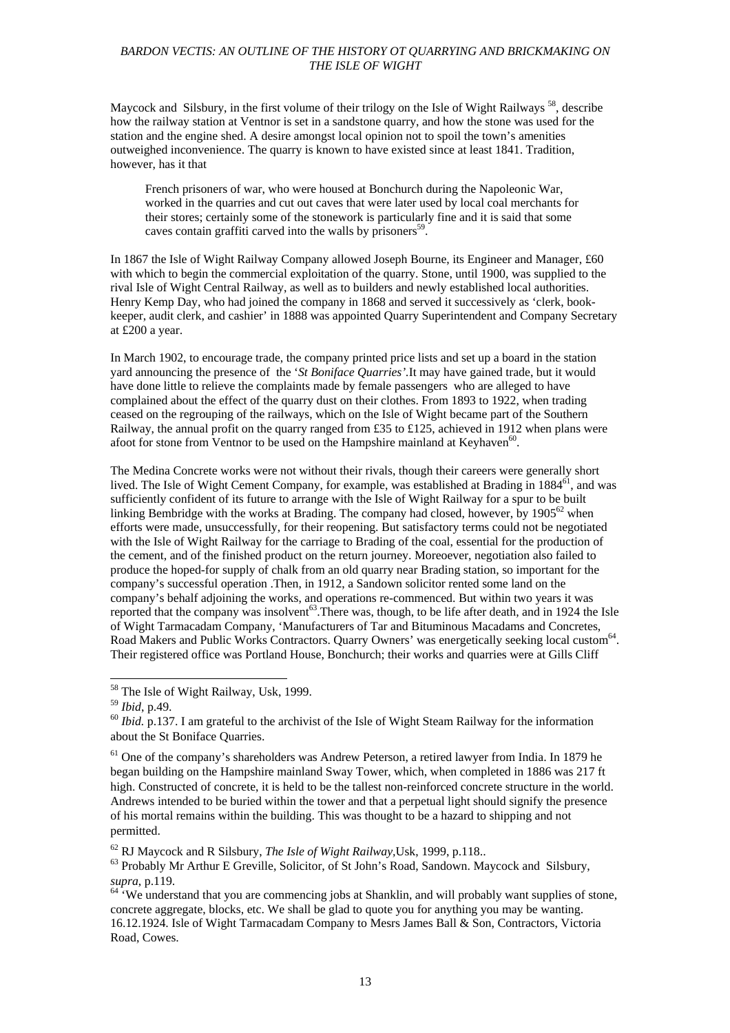Maycock and Silsbury, in the first volume of their trilogy on the Isle of Wight Railways [58], describe how the railway station at Ventnor is set in a sandstone quarry, and how the stone was used for the station and the engine shed. A desire amongst local opinion not to spoil the town's amenities outweighed inconvenience. The quarry is known to have existed since at least 1841. Tradition, however, has it that

> French prisoners of war, who were housed at Bonchurch during the Napoleonic War, worked in the quarries and cut out caves that were later used by local coal merchants for their stores; certainly some of the stonework is particularly fine and it is said that some caves contain graffiti carved into the walls by prisoners[59].

In 1867 the Isle of Wight Railway Company allowed Joseph Bourne, its Engineer and Manager, £60 with which to begin the commercial exploitation of the quarry. Stone, until 1900, was supplied to the rival Isle of Wight Central Railway, as well as to builders and newly established local authorities. Henry Kemp Day, who had joined the company in 1868 and served it successively as 'clerk, book-keeper, audit clerk, and cashier' in 1888 was appointed Quarry Superintendent and Company Secretary at £200 a year.

In March 1902, to encourage trade, the company printed price lists and set up a board in the station yard announcing the presence of the '*St Boniface Quarries'*.It may have gained trade, but it would have done little to relieve the complaints made by female passengers who are alleged to have complained about the effect of the quarry dust on their clothes. From 1893 to 1922, when trading ceased on the regrouping of the railways, which on the Isle of Wight became part of the Southern Railway, the annual profit on the quarry ranged from £35 to £125, achieved in 1912 when plans were afoot for stone from Ventnor to be used on the Hampshire mainland at Keyhaven[60].

The Medina Concrete works were not without their rivals, though their careers were generally short lived. The Isle of Wight Cement Company, for example, was established at Brading in 1884[61], and was sufficiently confident of its future to arrange with the Isle of Wight Railway for a spur to be built linking Bembridge with the works at Brading. The company had closed, however, by 1905[62] when efforts were made, unsuccessfully, for their reopening. But satisfactory terms could not be negotiated with the Isle of Wight Railway for the carriage to Brading of the coal, essential for the production of the cement, and of the finished product on the return journey. Moreoever, negotiation also failed to produce the hoped-for supply of chalk from an old quarry near Brading station, so important for the company's successful operation .Then, in 1912, a Sandown solicitor rented some land on the company's behalf adjoining the works, and operations re-commenced. But within two years it was reported that the company was insolvent[63].There was, though, to be life after death, and in 1924 the Isle of Wight Tarmacadam Company, 'Manufacturers of Tar and Bituminous Macadams and Concretes, Road Makers and Public Works Contractors. Quarry Owners' was energetically seeking local custom[64]. Their registered office was Portland House, Bonchurch; their works and quarries were at Gills Cliff

---

[58] The Isle of Wight Railway, Usk, 1999.

[59] *Ibid*, p.49.

[60] *Ibid*. p.137. I am grateful to the archivist of the Isle of Wight Steam Railway for the information about the St Boniface Quarries.

[61] One of the company's shareholders was Andrew Peterson, a retired lawyer from India. In 1879 he began building on the Hampshire mainland Sway Tower, which, when completed in 1886 was 217 ft high. Constructed of concrete, it is held to be the tallest non-reinforced concrete structure in the world. Andrews intended to be buried within the tower and that a perpetual light should signify the presence of his mortal remains within the building. This was thought to be a hazard to shipping and not permitted.

[62] RJ Maycock and R Silsbury, *The Isle of Wight Railway*,Usk, 1999, p.118..

[63] Probably Mr Arthur E Greville, Solicitor, of St John's Road, Sandown. Maycock and Silsbury, *supra*, p.119.

[64] 'We understand that you are commencing jobs at Shanklin, and will probably want supplies of stone, concrete aggregate, blocks, etc. We shall be glad to quote you for anything you may be wanting. 16.12.1924. Isle of Wight Tarmacadam Company to Mesrs James Ball & Son, Contractors, Victoria Road, Cowes.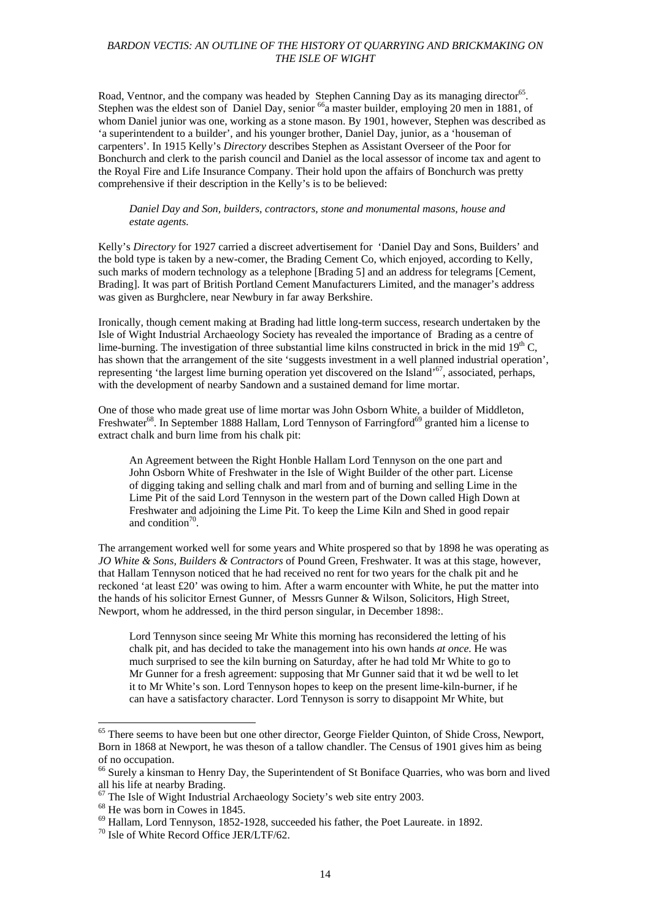Road, Ventnor, and the company was headed by Stephen Canning Day as its managing director[65]. Stephen was the eldest son of Daniel Day, senior [66]a master builder, employing 20 men in 1881, of whom Daniel junior was one, working as a stone mason. By 1901, however, Stephen was described as 'a superintendent to a builder', and his younger brother, Daniel Day, junior, as a 'houseman of carpenters'. In 1915 Kelly's *Directory* describes Stephen as Assistant Overseer of the Poor for Bonchurch and clerk to the parish council and Daniel as the local assessor of income tax and agent to the Royal Fire and Life Insurance Company. Their hold upon the affairs of Bonchurch was pretty comprehensive if their description in the Kelly's is to be believed:

> *Daniel Day and Son, builders, contractors, stone and monumental masons, house and estate agents.*

Kelly's *Directory* for 1927 carried a discreet advertisement for 'Daniel Day and Sons, Builders' and the bold type is taken by a new-comer, the Brading Cement Co, which enjoyed, according to Kelly, such marks of modern technology as a telephone [Brading 5] and an address for telegrams [Cement, Brading]. It was part of British Portland Cement Manufacturers Limited, and the manager's address was given as Burghclere, near Newbury in far away Berkshire.

Ironically, though cement making at Brading had little long-term success, research undertaken by the Isle of Wight Industrial Archaeology Society has revealed the importance of Brading as a centre of lime-burning. The investigation of three substantial lime kilns constructed in brick in the mid 19th C, has shown that the arrangement of the site 'suggests investment in a well planned industrial operation', representing 'the largest lime burning operation yet discovered on the Island'[67], associated, perhaps, with the development of nearby Sandown and a sustained demand for lime mortar.

One of those who made great use of lime mortar was John Osborn White, a builder of Middleton, Freshwater[68]. In September 1888 Hallam, Lord Tennyson of Farringford[69] granted him a license to extract chalk and burn lime from his chalk pit:

> An Agreement between the Right Honble Hallam Lord Tennyson on the one part and John Osborn White of Freshwater in the Isle of Wight Builder of the other part. License of digging taking and selling chalk and marl from and of burning and selling Lime in the Lime Pit of the said Lord Tennyson in the western part of the Down called High Down at Freshwater and adjoining the Lime Pit. To keep the Lime Kiln and Shed in good repair and condition[70].

The arrangement worked well for some years and White prospered so that by 1898 he was operating as *JO White & Sons, Builders & Contractors* of Pound Green, Freshwater. It was at this stage, however, that Hallam Tennyson noticed that he had received no rent for two years for the chalk pit and he reckoned 'at least £20' was owing to him. After a warm encounter with White, he put the matter into the hands of his solicitor Ernest Gunner, of Messrs Gunner & Wilson, Solicitors, High Street, Newport, whom he addressed, in the third person singular, in December 1898:.

> Lord Tennyson since seeing Mr White this morning has reconsidered the letting of his chalk pit, and has decided to take the management into his own hands *at once.* He was much surprised to see the kiln burning on Saturday, after he had told Mr White to go to Mr Gunner for a fresh agreement: supposing that Mr Gunner said that it wd be well to let it to Mr White's son. Lord Tennyson hopes to keep on the present lime-kiln-burner, if he can have a satisfactory character. Lord Tennyson is sorry to disappoint Mr White, but

---

[65] There seems to have been but one other director, George Fielder Quinton, of Shide Cross, Newport, Born in 1868 at Newport, he was theson of a tallow chandler. The Census of 1901 gives him as being of no occupation.

[66] Surely a kinsman to Henry Day, the Superintendent of St Boniface Quarries, who was born and lived all his life at nearby Brading.

[67] The Isle of Wight Industrial Archaeology Society's web site entry 2003.

[68] He was born in Cowes in 1845.

[69] Hallam, Lord Tennyson, 1852-1928, succeeded his father, the Poet Laureate. in 1892.

[70] Isle of White Record Office JER/LTF/62.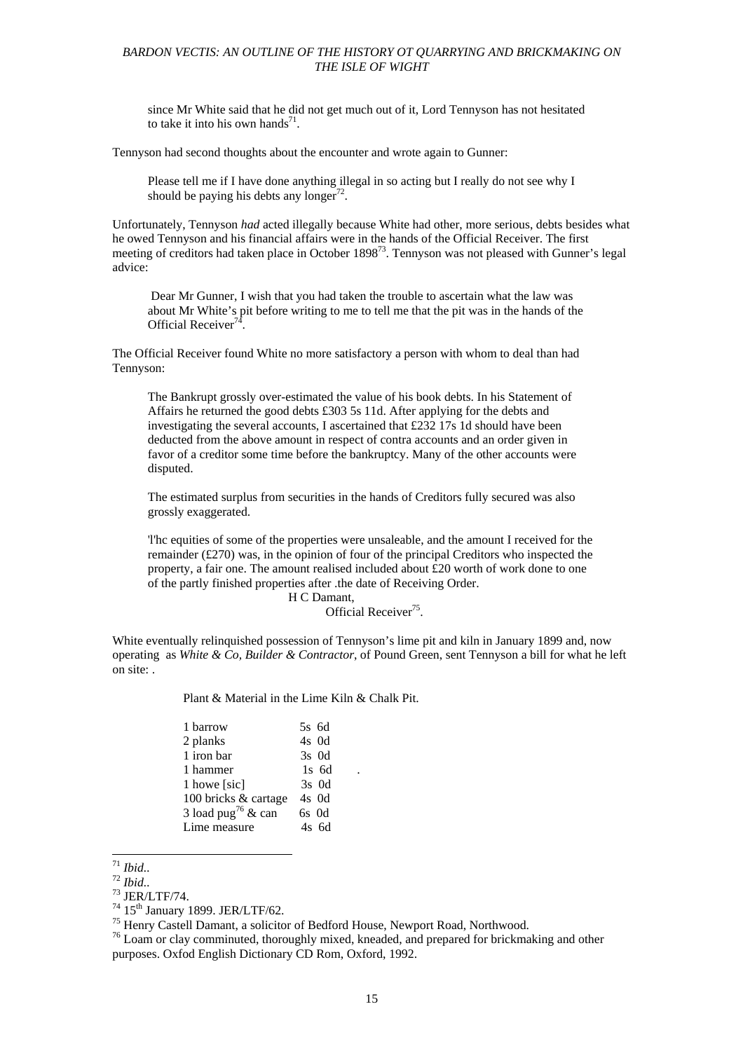> since Mr White said that he did not get much out of it, Lord Tennyson has not hesitated to take it into his own hands[71].

Tennyson had second thoughts about the encounter and wrote again to Gunner:

> Please tell me if I have done anything illegal in so acting but I really do not see why I should be paying his debts any longer[72].

Unfortunately, Tennyson *had* acted illegally because White had other, more serious, debts besides what he owed Tennyson and his financial affairs were in the hands of the Official Receiver. The first meeting of creditors had taken place in October 1898[73]. Tennyson was not pleased with Gunner's legal advice:

> Dear Mr Gunner, I wish that you had taken the trouble to ascertain what the law was about Mr White's pit before writing to me to tell me that the pit was in the hands of the Official Receiver[74].

The Official Receiver found White no more satisfactory a person with whom to deal than had Tennyson:

> The Bankrupt grossly over-estimated the value of his book debts. In his Statement of Affairs he returned the good debts £303 5s 11d. After applying for the debts and investigating the several accounts, I ascertained that £232 17s 1d should have been deducted from the above amount in respect of contra accounts and an order given in favor of a creditor some time before the bankruptcy. Many of the other accounts were disputed.
>
> The estimated surplus from securities in the hands of Creditors fully secured was also grossly exaggerated.
>
> 'l'hc equities of some of the properties were unsaleable, and the amount I received for the remainder (£270) was, in the opinion of four of the principal Creditors who inspected the property, a fair one. The amount realised included about £20 worth of work done to one of the partly finished properties after .the date of Receiving Order.
>
> H C Damant,
> Official Receiver[75].

White eventually relinquished possession of Tennyson's lime pit and kiln in January 1899 and, now operating as *White & Co, Builder & Contractor*, of Pound Green, sent Tennyson a bill for what he left on site: .

Plant & Material in the Lime Kiln & Chalk Pit.

| | |
|---|---|
| 1 barrow | 5s 6d |
| 2 planks | 4s 0d |
| 1 iron bar | 3s 0d |
| 1 hammer | 1s 6d |
| 1 howe [sic] | 3s 0d |
| 100 bricks & cartage | 4s 0d |
| 3 load pug[76] & can | 6s 0d |
| Lime measure | 4s 6d |

---

[71] *Ibid*..

[72] *Ibid*..

[73] JER/LTF/74.

[74] 15th January 1899. JER/LTF/62.

[75] Henry Castell Damant, a solicitor of Bedford House, Newport Road, Northwood.

[76] Loam or clay comminuted, thoroughly mixed, kneaded, and prepared for brickmaking and other purposes. Oxfod English Dictionary CD Rom, Oxford, 1992.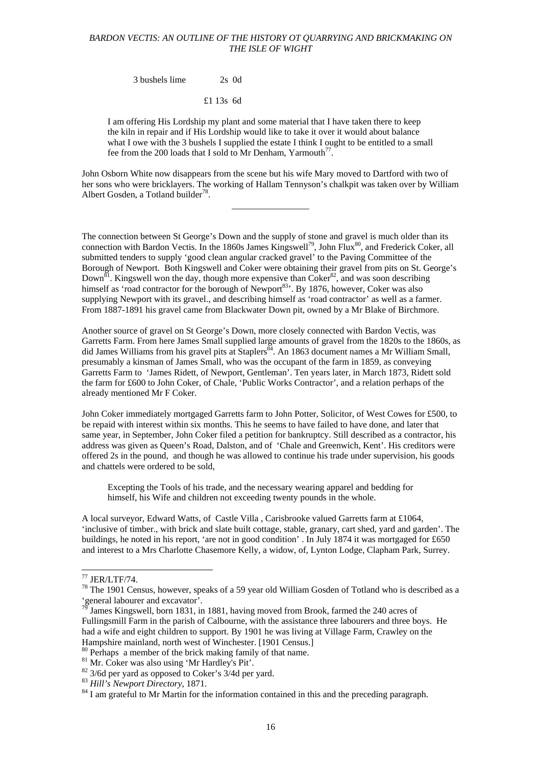3 bushels lime   2s 0d

£1 13s 6d

> I am offering His Lordship my plant and some material that I have taken there to keep the kiln in repair and if His Lordship would like to take it over it would about balance what I owe with the 3 bushels I supplied the estate I think I ought to be entitled to a small fee from the 200 loads that I sold to Mr Denham, Yarmouth[77].

John Osborn White now disappears from the scene but his wife Mary moved to Dartford with two of her sons who were bricklayers. The working of Hallam Tennyson's chalkpit was taken over by William Albert Gosden, a Totland builder[78].

---

The connection between St George's Down and the supply of stone and gravel is much older than its connection with Bardon Vectis. In the 1860s James Kingswell[79], John Flux[80], and Frederick Coker, all submitted tenders to supply 'good clean angular cracked gravel' to the Paving Committee of the Borough of Newport. Both Kingswell and Coker were obtaining their gravel from pits on St. George's Down[81]. Kingswell won the day, though more expensive than Coker[82], and was soon describing himself as 'road contractor for the borough of Newport[83]'. By 1876, however, Coker was also supplying Newport with its gravel., and describing himself as 'road contractor' as well as a farmer. From 1887-1891 his gravel came from Blackwater Down pit, owned by a Mr Blake of Birchmore.

Another source of gravel on St George's Down, more closely connected with Bardon Vectis, was Garretts Farm. From here James Small supplied large amounts of gravel from the 1820s to the 1860s, as did James Williams from his gravel pits at Staplers[84]. An 1863 document names a Mr William Small, presumably a kinsman of James Small, who was the occupant of the farm in 1859, as conveying Garretts Farm to 'James Ridett, of Newport, Gentleman'. Ten years later, in March 1873, Ridett sold the farm for £600 to John Coker, of Chale, 'Public Works Contractor', and a relation perhaps of the already mentioned Mr F Coker.

John Coker immediately mortgaged Garretts farm to John Potter, Solicitor, of West Cowes for £500, to be repaid with interest within six months. This he seems to have failed to have done, and later that same year, in September, John Coker filed a petition for bankruptcy. Still described as a contractor, his address was given as Queen's Road, Dalston, and of 'Chale and Greenwich, Kent'. His creditors were offered 2s in the pound, and though he was allowed to continue his trade under supervision, his goods and chattels were ordered to be sold,

> Excepting the Tools of his trade, and the necessary wearing apparel and bedding for himself, his Wife and children not exceeding twenty pounds in the whole.

A local surveyor, Edward Watts, of Castle Villa , Carisbrooke valued Garretts farm at £1064, 'inclusive of timber., with brick and slate built cottage, stable, granary, cart shed, yard and garden'. The buildings, he noted in his report, 'are not in good condition' . In July 1874 it was mortgaged for £650 and interest to a Mrs Charlotte Chasemore Kelly, a widow, of, Lynton Lodge, Clapham Park, Surrey.

---

[77] JER/LTF/74.

[78] The 1901 Census, however, speaks of a 59 year old William Gosden of Totland who is described as a 'general labourer and excavator'.

[79] James Kingswell, born 1831, in 1881, having moved from Brook, farmed the 240 acres of Fullingsmill Farm in the parish of Calbourne, with the assistance three labourers and three boys. He had a wife and eight children to support. By 1901 he was living at Village Farm, Crawley on the Hampshire mainland, north west of Winchester. [1901 Census.]

[80] Perhaps a member of the brick making family of that name.

[81] Mr. Coker was also using 'Mr Hardley's Pit'.

[82] 3/6d per yard as opposed to Coker's 3/4d per yard.

[83] *Hill's Newport Directory*, 1871.

[84] I am grateful to Mr Martin for the information contained in this and the preceding paragraph.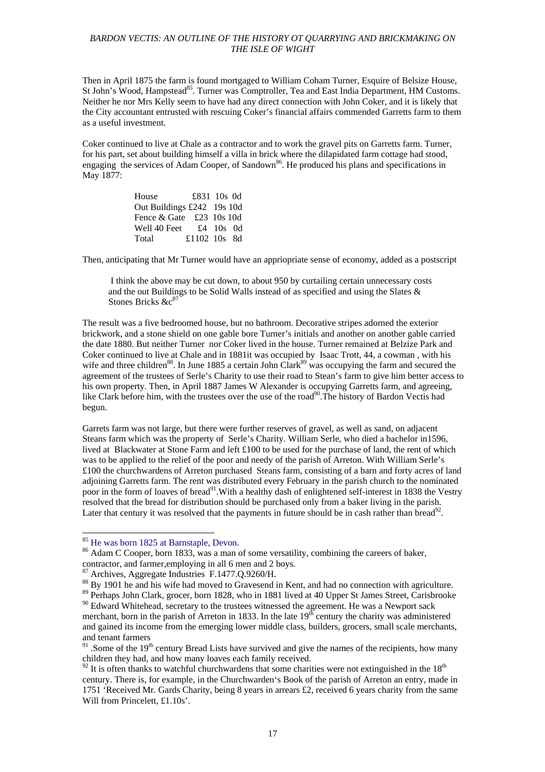Then in April 1875 the farm is found mortgaged to William Coham Turner, Esquire of Belsize House, St John's Wood, Hampstead[85]. Turner was Comptroller, Tea and East India Department, HM Customs. Neither he nor Mrs Kelly seem to have had any direct connection with John Coker, and it is likely that the City accountant entrusted with rescuing Coker's financial affairs commended Garretts farm to them as a useful investment.

Coker continued to live at Chale as a contractor and to work the gravel pits on Garretts farm. Turner, for his part, set about building himself a villa in brick where the dilapidated farm cottage had stood, engaging the services of Adam Cooper, of Sandown[86]. He produced his plans and specifications in May 1877:

| | |
|---|---|
| House | £831 10s 0d |
| Out Buildings | £242 19s 10d |
| Fence & Gate | £23 10s 10d |
| Well 40 Feet | £4 10s 0d |
| Total | £1102 10s 8d |

Then, anticipating that Mr Turner would have an appriopriate sense of economy, added as a postscript

> I think the above may be cut down, to about 950 by curtailing certain unnecessary costs and the out Buildings to be Solid Walls instead of as specified and using the Slates & Stones Bricks &c[87]

The result was a five bedroomed house, but no bathroom. Decorative stripes adorned the exterior brickwork, and a stone shield on one gable bore Turner's initials and another on another gable carried the date 1880. But neither Turner nor Coker lived in the house. Turner remained at Belzize Park and Coker continued to live at Chale and in 1881it was occupied by Isaac Trott, 44, a cowman , with his wife and three children[88]. In June 1885 a certain John Clark[89] was occupying the farm and secured the agreement of the trustees of Serle's Charity to use their road to Stean's farm to give him better access to his own property. Then, in April 1887 James W Alexander is occupying Garretts farm, and agreeing, like Clark before him, with the trustees over the use of the road[90].The history of Bardon Vectis had begun.

Garrets farm was not large, but there were further reserves of gravel, as well as sand, on adjacent Steans farm which was the property of Serle's Charity. William Serle, who died a bachelor in1596, lived at Blackwater at Stone Farm and left £100 to be used for the purchase of land, the rent of which was to be applied to the relief of the poor and needy of the parish of Arreton. With William Serle's £100 the churchwardens of Arreton purchased Steans farm, consisting of a barn and forty acres of land adjoining Garretts farm. The rent was distributed every February in the parish church to the nominated poor in the form of loaves of bread[91].With a healthy dash of enlightened self-interest in 1838 the Vestry resolved that the bread for distribution should be purchased only from a baker living in the parish. Later that century it was resolved that the payments in future should be in cash rather than bread[92].

---

[85] He was born 1825 at Barnstaple, Devon.

[86] Adam C Cooper, born 1833, was a man of some versatility, combining the careers of baker, contractor, and farmer,employing in all 6 men and 2 boys.

[87] Archives, Aggregate Industries F.1477.Q.9260/H.

[88] By 1901 he and his wife had moved to Gravesend in Kent, and had no connection with agriculture.

[89] Perhaps John Clark, grocer, born 1828, who in 1881 lived at 40 Upper St James Street, Carisbrooke

[90] Edward Whitehead, secretary to the trustees witnessed the agreement. He was a Newport sack merchant, born in the parish of Arreton in 1833. In the late 19th century the charity was administered and gained its income from the emerging lower middle class, builders, grocers, small scale merchants, and tenant farmers

[91] .Some of the 19th century Bread Lists have survived and give the names of the recipients, how many children they had, and how many loaves each family received.

[92] It is often thanks to watchful churchwardens that some charities were not extinguished in the 18th century. There is, for example, in the Churchwarden's Book of the parish of Arreton an entry, made in 1751 'Received Mr. Gards Charity, being 8 years in arrears £2, received 6 years charity from the same Will from Princelett, £1.10s'.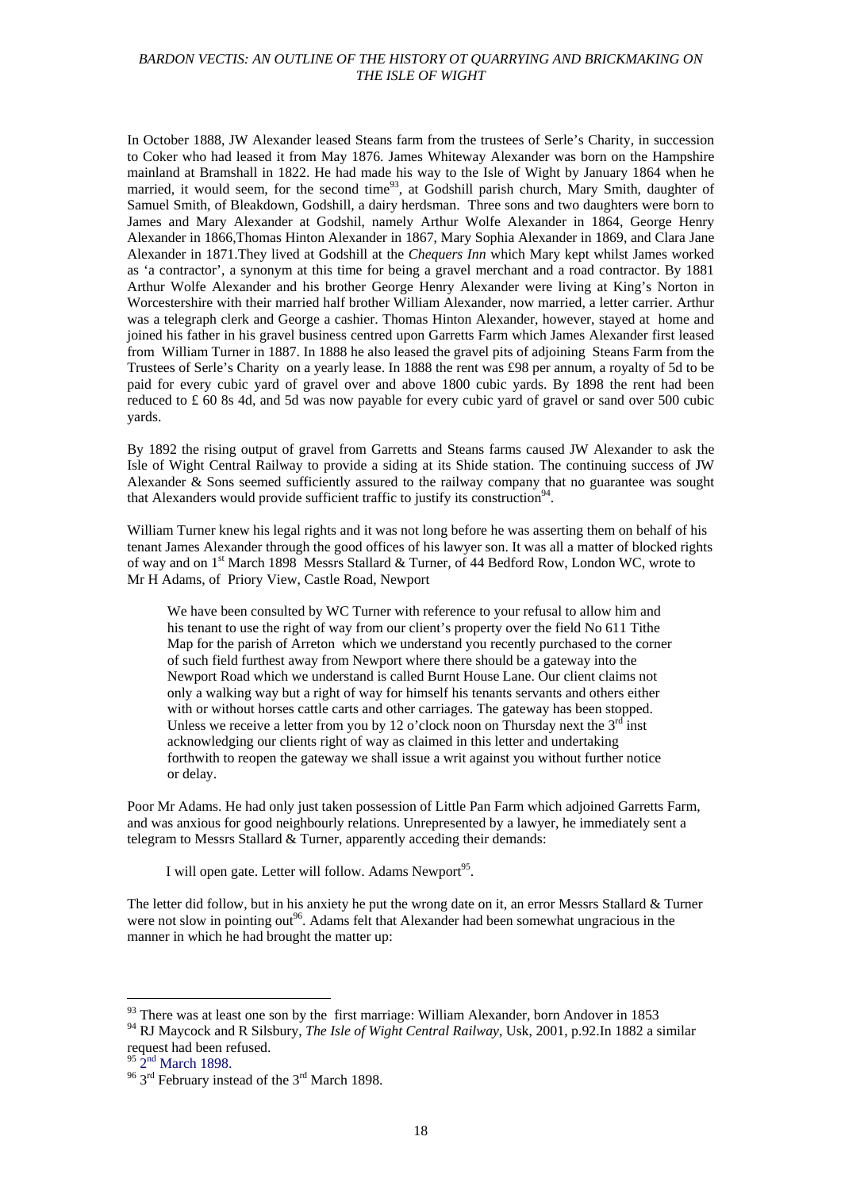In October 1888, JW Alexander leased Steans farm from the trustees of Serle's Charity, in succession to Coker who had leased it from May 1876. James Whiteway Alexander was born on the Hampshire mainland at Bramshall in 1822. He had made his way to the Isle of Wight by January 1864 when he married, it would seem, for the second time[93], at Godshill parish church, Mary Smith, daughter of Samuel Smith, of Bleakdown, Godshill, a dairy herdsman. Three sons and two daughters were born to James and Mary Alexander at Godshil, namely Arthur Wolfe Alexander in 1864, George Henry Alexander in 1866,Thomas Hinton Alexander in 1867, Mary Sophia Alexander in 1869, and Clara Jane Alexander in 1871.They lived at Godshill at the *Chequers Inn* which Mary kept whilst James worked as 'a contractor', a synonym at this time for being a gravel merchant and a road contractor. By 1881 Arthur Wolfe Alexander and his brother George Henry Alexander were living at King's Norton in Worcestershire with their married half brother William Alexander, now married, a letter carrier. Arthur was a telegraph clerk and George a cashier. Thomas Hinton Alexander, however, stayed at home and joined his father in his gravel business centred upon Garretts Farm which James Alexander first leased from William Turner in 1887. In 1888 he also leased the gravel pits of adjoining Steans Farm from the Trustees of Serle's Charity on a yearly lease. In 1888 the rent was £98 per annum, a royalty of 5d to be paid for every cubic yard of gravel over and above 1800 cubic yards. By 1898 the rent had been reduced to £ 60 8s 4d, and 5d was now payable for every cubic yard of gravel or sand over 500 cubic yards.

By 1892 the rising output of gravel from Garretts and Steans farms caused JW Alexander to ask the Isle of Wight Central Railway to provide a siding at its Shide station. The continuing success of JW Alexander & Sons seemed sufficiently assured to the railway company that no guarantee was sought that Alexanders would provide sufficient traffic to justify its construction[94].

William Turner knew his legal rights and it was not long before he was asserting them on behalf of his tenant James Alexander through the good offices of his lawyer son. It was all a matter of blocked rights of way and on 1st March 1898 Messrs Stallard & Turner, of 44 Bedford Row, London WC, wrote to Mr H Adams, of Priory View, Castle Road, Newport

> We have been consulted by WC Turner with reference to your refusal to allow him and his tenant to use the right of way from our client's property over the field No 611 Tithe Map for the parish of Arreton which we understand you recently purchased to the corner of such field furthest away from Newport where there should be a gateway into the Newport Road which we understand is called Burnt House Lane. Our client claims not only a walking way but a right of way for himself his tenants servants and others either with or without horses cattle carts and other carriages. The gateway has been stopped. Unless we receive a letter from you by 12 o'clock noon on Thursday next the 3rd inst acknowledging our clients right of way as claimed in this letter and undertaking forthwith to reopen the gateway we shall issue a writ against you without further notice or delay.

Poor Mr Adams. He had only just taken possession of Little Pan Farm which adjoined Garretts Farm, and was anxious for good neighbourly relations. Unrepresented by a lawyer, he immediately sent a telegram to Messrs Stallard & Turner, apparently acceding their demands:

> I will open gate. Letter will follow. Adams Newport[95].

The letter did follow, but in his anxiety he put the wrong date on it, an error Messrs Stallard & Turner were not slow in pointing out[96]. Adams felt that Alexander had been somewhat ungracious in the manner in which he had brought the matter up:

---

[93] There was at least one son by the first marriage: William Alexander, born Andover in 1853

[94] RJ Maycock and R Silsbury, *The Isle of Wight Central Railway*, Usk, 2001, p.92.In 1882 a similar request had been refused.

[95] 2nd March 1898.

[96] 3rd February instead of the 3rd March 1898.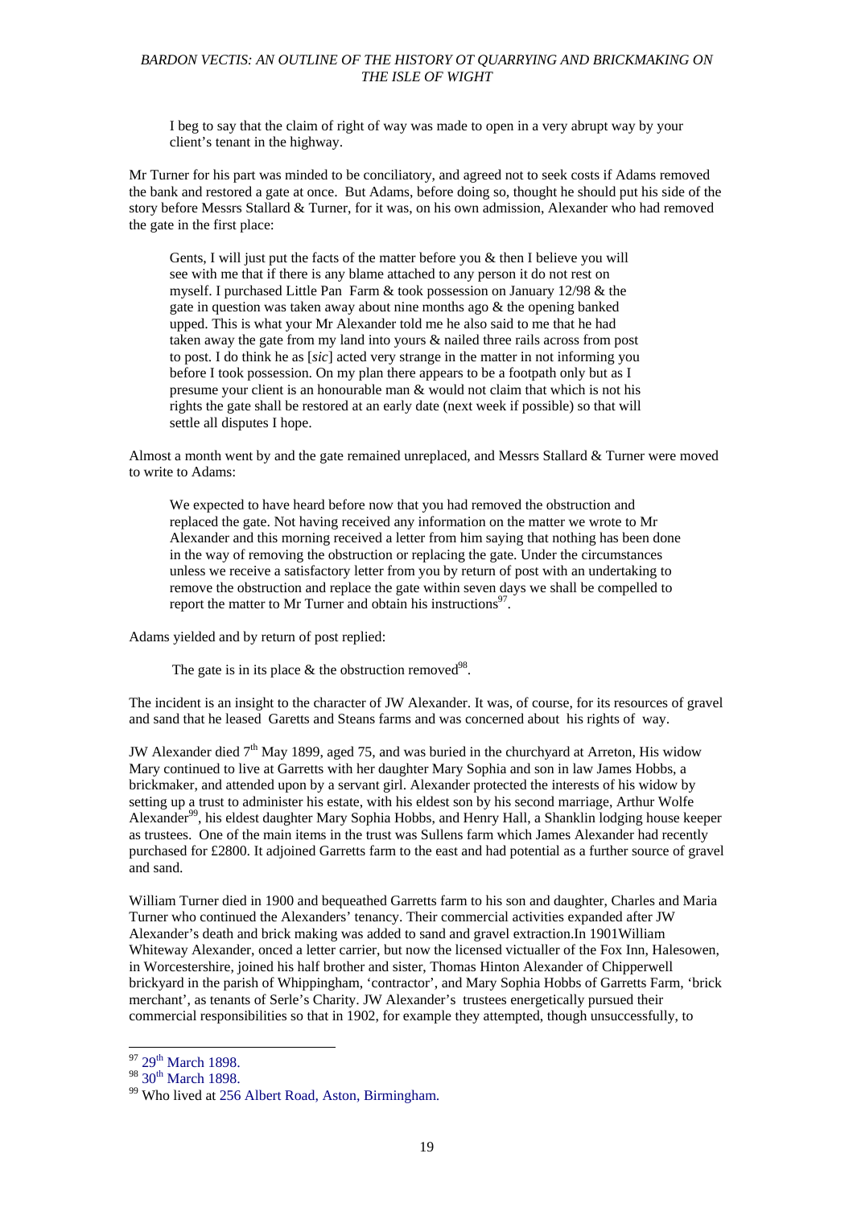I beg to say that the claim of right of way was made to open in a very abrupt way by your client's tenant in the highway.

Mr Turner for his part was minded to be conciliatory, and agreed not to seek costs if Adams removed the bank and restored a gate at once. But Adams, before doing so, thought he should put his side of the story before Messrs Stallard & Turner, for it was, on his own admission, Alexander who had removed the gate in the first place:

> Gents, I will just put the facts of the matter before you & then I believe you will see with me that if there is any blame attached to any person it do not rest on myself. I purchased Little Pan Farm & took possession on January 12/98 & the gate in question was taken away about nine months ago & the opening banked upped. This is what your Mr Alexander told me he also said to me that he had taken away the gate from my land into yours & nailed three rails across from post to post. I do think he as [*sic*] acted very strange in the matter in not informing you before I took possession. On my plan there appears to be a footpath only but as I presume your client is an honourable man & would not claim that which is not his rights the gate shall be restored at an early date (next week if possible) so that will settle all disputes I hope.

Almost a month went by and the gate remained unreplaced, and Messrs Stallard & Turner were moved to write to Adams:

> We expected to have heard before now that you had removed the obstruction and replaced the gate. Not having received any information on the matter we wrote to Mr Alexander and this morning received a letter from him saying that nothing has been done in the way of removing the obstruction or replacing the gate. Under the circumstances unless we receive a satisfactory letter from you by return of post with an undertaking to remove the obstruction and replace the gate within seven days we shall be compelled to report the matter to Mr Turner and obtain his instructions[97].

Adams yielded and by return of post replied:

> The gate is in its place & the obstruction removed[98].

The incident is an insight to the character of JW Alexander. It was, of course, for its resources of gravel and sand that he leased Garetts and Steans farms and was concerned about his rights of way.

JW Alexander died 7th May 1899, aged 75, and was buried in the churchyard at Arreton, His widow Mary continued to live at Garretts with her daughter Mary Sophia and son in law James Hobbs, a brickmaker, and attended upon by a servant girl. Alexander protected the interests of his widow by setting up a trust to administer his estate, with his eldest son by his second marriage, Arthur Wolfe Alexander[99], his eldest daughter Mary Sophia Hobbs, and Henry Hall, a Shanklin lodging house keeper as trustees. One of the main items in the trust was Sullens farm which James Alexander had recently purchased for £2800. It adjoined Garretts farm to the east and had potential as a further source of gravel and sand.

William Turner died in 1900 and bequeathed Garretts farm to his son and daughter, Charles and Maria Turner who continued the Alexanders' tenancy. Their commercial activities expanded after JW Alexander's death and brick making was added to sand and gravel extraction.In 1901William Whiteway Alexander, onced a letter carrier, but now the licensed victualler of the Fox Inn, Halesowen, in Worcestershire, joined his half brother and sister, Thomas Hinton Alexander of Chipperwell brickyard in the parish of Whippingham, 'contractor', and Mary Sophia Hobbs of Garretts Farm, 'brick merchant', as tenants of Serle's Charity. JW Alexander's trustees energetically pursued their commercial responsibilities so that in 1902, for example they attempted, though unsuccessfully, to

---

[97] 29th March 1898.

[98] 30th March 1898.

[99] Who lived at 256 Albert Road, Aston, Birmingham.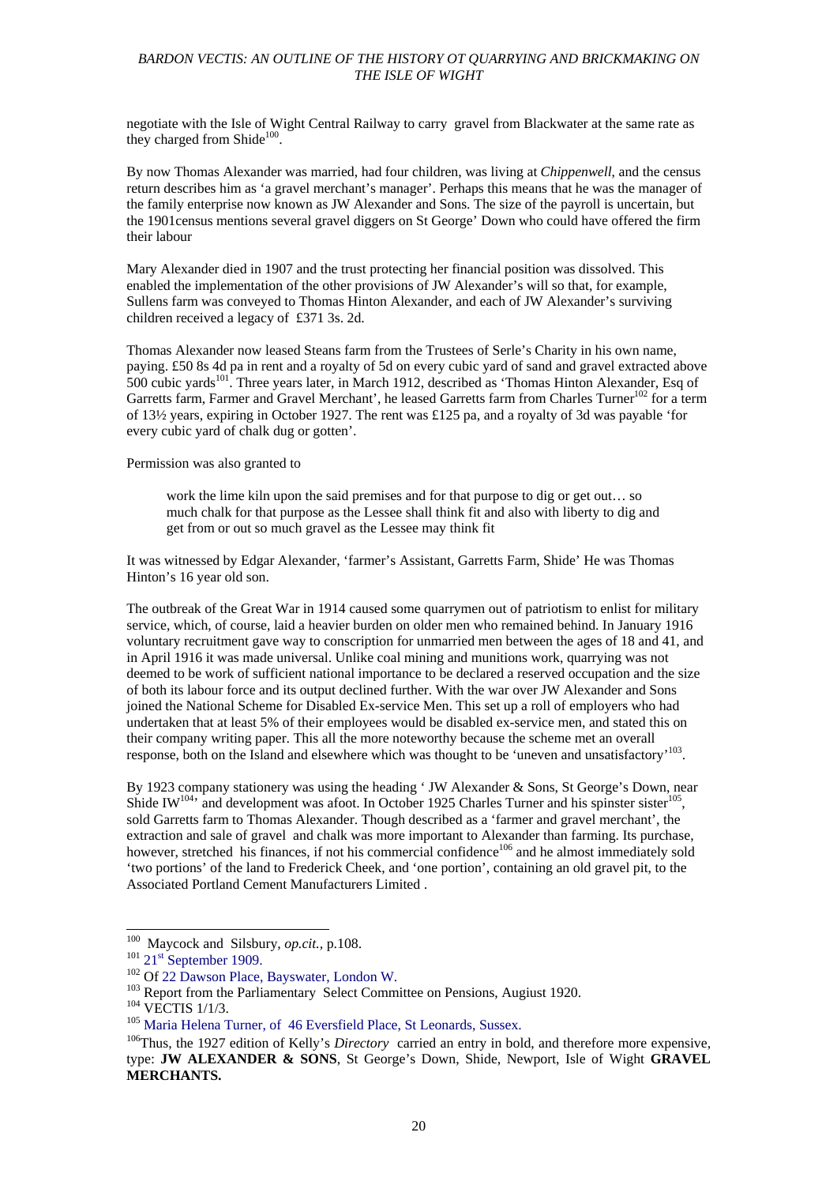negotiate with the Isle of Wight Central Railway to carry gravel from Blackwater at the same rate as they charged from Shide[100].

By now Thomas Alexander was married, had four children, was living at *Chippenwell*, and the census return describes him as 'a gravel merchant's manager'. Perhaps this means that he was the manager of the family enterprise now known as JW Alexander and Sons. The size of the payroll is uncertain, but the 1901census mentions several gravel diggers on St George' Down who could have offered the firm their labour

Mary Alexander died in 1907 and the trust protecting her financial position was dissolved. This enabled the implementation of the other provisions of JW Alexander's will so that, for example, Sullens farm was conveyed to Thomas Hinton Alexander, and each of JW Alexander's surviving children received a legacy of £371 3s. 2d.

Thomas Alexander now leased Steans farm from the Trustees of Serle's Charity in his own name, paying. £50 8s 4d pa in rent and a royalty of 5d on every cubic yard of sand and gravel extracted above 500 cubic yards[101]. Three years later, in March 1912, described as 'Thomas Hinton Alexander, Esq of Garretts farm, Farmer and Gravel Merchant', he leased Garretts farm from Charles Turner[102] for a term of 13½ years, expiring in October 1927. The rent was £125 pa, and a royalty of 3d was payable 'for every cubic yard of chalk dug or gotten'.

Permission was also granted to

> work the lime kiln upon the said premises and for that purpose to dig or get out… so much chalk for that purpose as the Lessee shall think fit and also with liberty to dig and get from or out so much gravel as the Lessee may think fit

It was witnessed by Edgar Alexander, 'farmer's Assistant, Garretts Farm, Shide' He was Thomas Hinton's 16 year old son.

The outbreak of the Great War in 1914 caused some quarrymen out of patriotism to enlist for military service, which, of course, laid a heavier burden on older men who remained behind. In January 1916 voluntary recruitment gave way to conscription for unmarried men between the ages of 18 and 41, and in April 1916 it was made universal. Unlike coal mining and munitions work, quarrying was not deemed to be work of sufficient national importance to be declared a reserved occupation and the size of both its labour force and its output declined further. With the war over JW Alexander and Sons joined the National Scheme for Disabled Ex-service Men. This set up a roll of employers who had undertaken that at least 5% of their employees would be disabled ex-service men, and stated this on their company writing paper. This all the more noteworthy because the scheme met an overall response, both on the Island and elsewhere which was thought to be 'uneven and unsatisfactory'[103].

By 1923 company stationery was using the heading ' JW Alexander & Sons, St George's Down, near Shide IW[104]' and development was afoot. In October 1925 Charles Turner and his spinster sister[105], sold Garretts farm to Thomas Alexander. Though described as a 'farmer and gravel merchant', the extraction and sale of gravel and chalk was more important to Alexander than farming. Its purchase, however, stretched his finances, if not his commercial confidence[106] and he almost immediately sold 'two portions' of the land to Frederick Cheek, and 'one portion', containing an old gravel pit, to the Associated Portland Cement Manufacturers Limited .

---

[100] Maycock and Silsbury, *op.cit.*, p.108.

[101] 21st September 1909.

[102] Of 22 Dawson Place, Bayswater, London W.

[103] Report from the Parliamentary Select Committee on Pensions, Augiust 1920.

[104] VECTIS 1/1/3.

[105] Maria Helena Turner, of 46 Eversfield Place, St Leonards, Sussex.

[106] Thus, the 1927 edition of Kelly's *Directory* carried an entry in bold, and therefore more expensive, type: **JW ALEXANDER & SONS**, St George's Down, Shide, Newport, Isle of Wight **GRAVEL MERCHANTS.**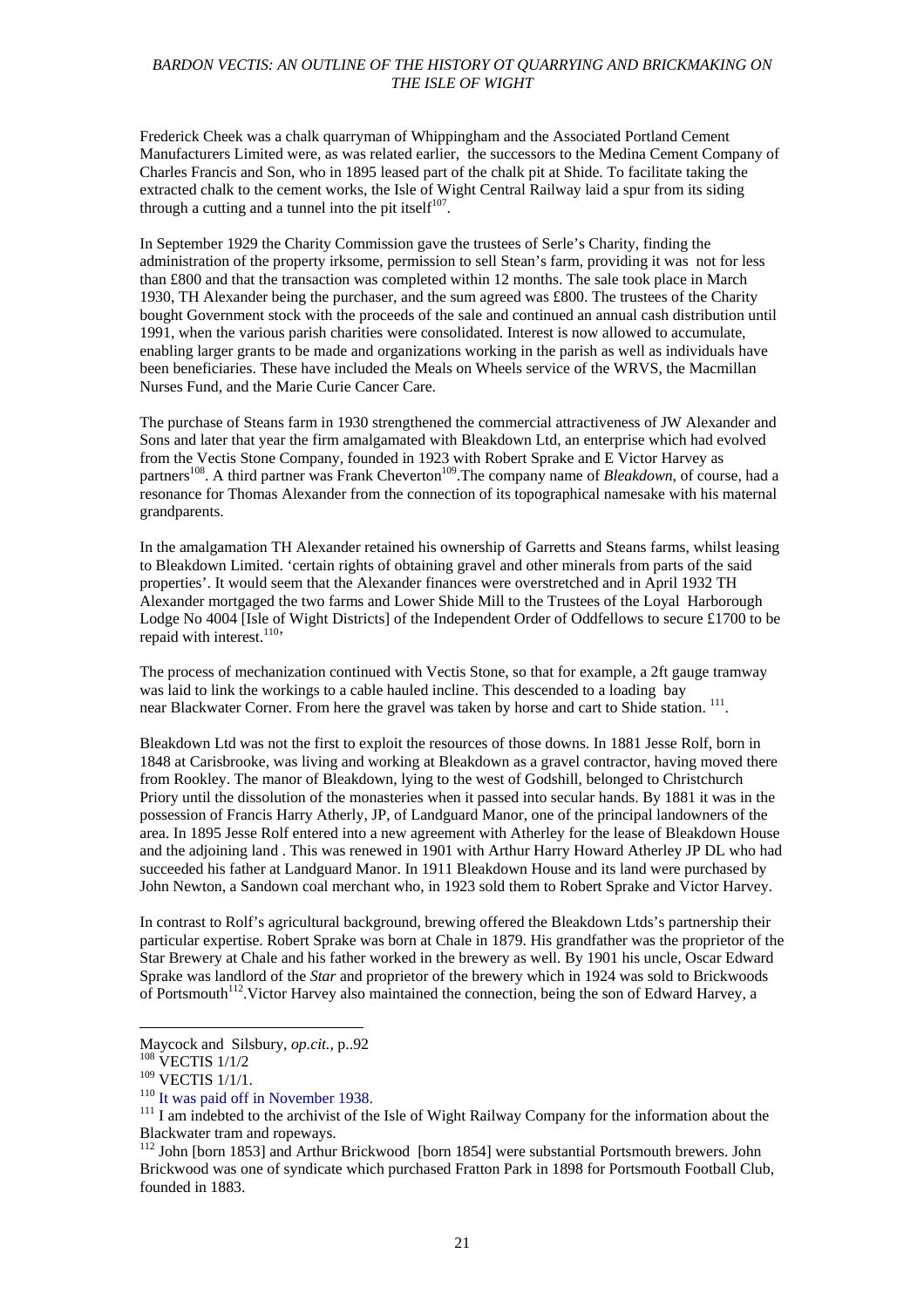Frederick Cheek was a chalk quarryman of Whippingham and the Associated Portland Cement Manufacturers Limited were, as was related earlier, the successors to the Medina Cement Company of Charles Francis and Son, who in 1895 leased part of the chalk pit at Shide. To facilitate taking the extracted chalk to the cement works, the Isle of Wight Central Railway laid a spur from its siding through a cutting and a tunnel into the pit itself[107].

In September 1929 the Charity Commission gave the trustees of Serle's Charity, finding the administration of the property irksome, permission to sell Stean's farm, providing it was not for less than £800 and that the transaction was completed within 12 months. The sale took place in March 1930, TH Alexander being the purchaser, and the sum agreed was £800. The trustees of the Charity bought Government stock with the proceeds of the sale and continued an annual cash distribution until 1991, when the various parish charities were consolidated. Interest is now allowed to accumulate, enabling larger grants to be made and organizations working in the parish as well as individuals have been beneficiaries. These have included the Meals on Wheels service of the WRVS, the Macmillan Nurses Fund, and the Marie Curie Cancer Care.

The purchase of Steans farm in 1930 strengthened the commercial attractiveness of JW Alexander and Sons and later that year the firm amalgamated with Bleakdown Ltd, an enterprise which had evolved from the Vectis Stone Company, founded in 1923 with Robert Sprake and E Victor Harvey as partners[108]. A third partner was Frank Cheverton[109].The company name of *Bleakdown*, of course, had a resonance for Thomas Alexander from the connection of its topographical namesake with his maternal grandparents.

In the amalgamation TH Alexander retained his ownership of Garretts and Steans farms, whilst leasing to Bleakdown Limited. 'certain rights of obtaining gravel and other minerals from parts of the said properties'. It would seem that the Alexander finances were overstretched and in April 1932 TH Alexander mortgaged the two farms and Lower Shide Mill to the Trustees of the Loyal Harborough Lodge No 4004 [Isle of Wight Districts] of the Independent Order of Oddfellows to secure £1700 to be repaid with interest.[110]'

The process of mechanization continued with Vectis Stone, so that for example, a 2ft gauge tramway was laid to link the workings to a cable hauled incline. This descended to a loading bay near Blackwater Corner. From here the gravel was taken by horse and cart to Shide station. [111].

Bleakdown Ltd was not the first to exploit the resources of those downs. In 1881 Jesse Rolf, born in 1848 at Carisbrooke, was living and working at Bleakdown as a gravel contractor, having moved there from Rookley. The manor of Bleakdown, lying to the west of Godshill, belonged to Christchurch Priory until the dissolution of the monasteries when it passed into secular hands. By 1881 it was in the possession of Francis Harry Atherly, JP, of Landguard Manor, one of the principal landowners of the area. In 1895 Jesse Rolf entered into a new agreement with Atherley for the lease of Bleakdown House and the adjoining land . This was renewed in 1901 with Arthur Harry Howard Atherley JP DL who had succeeded his father at Landguard Manor. In 1911 Bleakdown House and its land were purchased by John Newton, a Sandown coal merchant who, in 1923 sold them to Robert Sprake and Victor Harvey.

In contrast to Rolf's agricultural background, brewing offered the Bleakdown Ltds's partnership their particular expertise. Robert Sprake was born at Chale in 1879. His grandfather was the proprietor of the Star Brewery at Chale and his father worked in the brewery as well. By 1901 his uncle, Oscar Edward Sprake was landlord of the *Star* and proprietor of the brewery which in 1924 was sold to Brickwoods of Portsmouth[112].Victor Harvey also maintained the connection, being the son of Edward Harvey, a

---

Maycock and Silsbury, *op.cit.*, p..92

[108] VECTIS 1/1/2

[109] VECTIS 1/1/1.

[110] It was paid off in November 1938.

[111] I am indebted to the archivist of the Isle of Wight Railway Company for the information about the Blackwater tram and ropeways.

[112] John [born 1853] and Arthur Brickwood [born 1854] were substantial Portsmouth brewers. John Brickwood was one of syndicate which purchased Fratton Park in 1898 for Portsmouth Football Club, founded in 1883.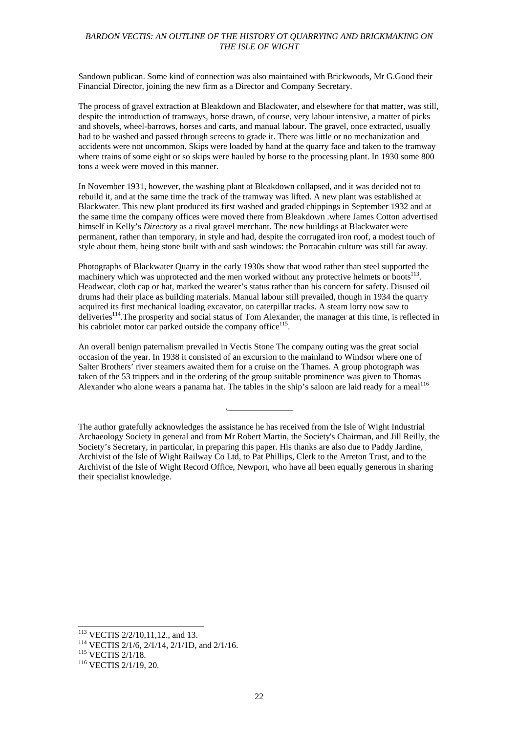Sandown publican. Some kind of connection was also maintained with Brickwoods, Mr G.Good their Financial Director, joining the new firm as a Director and Company Secretary.

The process of gravel extraction at Bleakdown and Blackwater, and elsewhere for that matter, was still, despite the introduction of tramways, horse drawn, of course, very labour intensive, a matter of picks and shovels, wheel-barrows, horses and carts, and manual labour. The gravel, once extracted, usually had to be washed and passed through screens to grade it. There was little or no mechanization and accidents were not uncommon. Skips were loaded by hand at the quarry face and taken to the tramway where trains of some eight or so skips were hauled by horse to the processing plant. In 1930 some 800 tons a week were moved in this manner.

In November 1931, however, the washing plant at Bleakdown collapsed, and it was decided not to rebuild it, and at the same time the track of the tramway was lifted. A new plant was established at Blackwater. This new plant produced its first washed and graded chippings in September 1932 and at the same time the company offices were moved there from Bleakdown .where James Cotton advertised himself in Kelly's *Directory* as a rival gravel merchant. The new buildings at Blackwater were permanent, rather than temporary, in style and had, despite the corrugated iron roof, a modest touch of style about them, being stone built with and sash windows: the Portacabin culture was still far away.

Photographs of Blackwater Quarry in the early 1930s show that wood rather than steel supported the machinery which was unprotected and the men worked without any protective helmets or boots[113]. Headwear, cloth cap or hat, marked the wearer's status rather than his concern for safety. Disused oil drums had their place as building materials. Manual labour still prevailed, though in 1934 the quarry acquired its first mechanical loading excavator, on caterpillar tracks. A steam lorry now saw to deliveries[114].The prosperity and social status of Tom Alexander, the manager at this time, is reflected in his cabriolet motor car parked outside the company office[115].

An overall benign paternalism prevailed in Vectis Stone The company outing was the great social occasion of the year. In 1938 it consisted of an excursion to the mainland to Windsor where one of Salter Brothers' river steamers awaited them for a cruise on the Thames. A group photograph was taken of the 53 trippers and in the ordering of the group suitable prominence was given to Thomas Alexander who alone wears a panama hat. The tables in the ship's saloon are laid ready for a meal[116]

.______________

The author gratefully acknowledges the assistance he has received from the Isle of Wight Industrial Archaeology Society in general and from Mr Robert Martin, the Society's Chairman, and Jill Reilly, the Society's Secretary, in particular, in preparing this paper. His thanks are also due to Paddy Jardine, Archivist of the Isle of Wight Railway Co Ltd, to Pat Phillips, Clerk to the Arreton Trust, and to the Archivist of the Isle of Wight Record Office, Newport, who have all been equally generous in sharing their specialist knowledge.

[113] VECTIS 2/2/10,11,12., and 13.

[114] VECTIS 2/1/6, 2/1/14, 2/1/1D, and 2/1/16.

[115] VECTIS 2/1/18.

[116] VECTIS 2/1/19, 20.